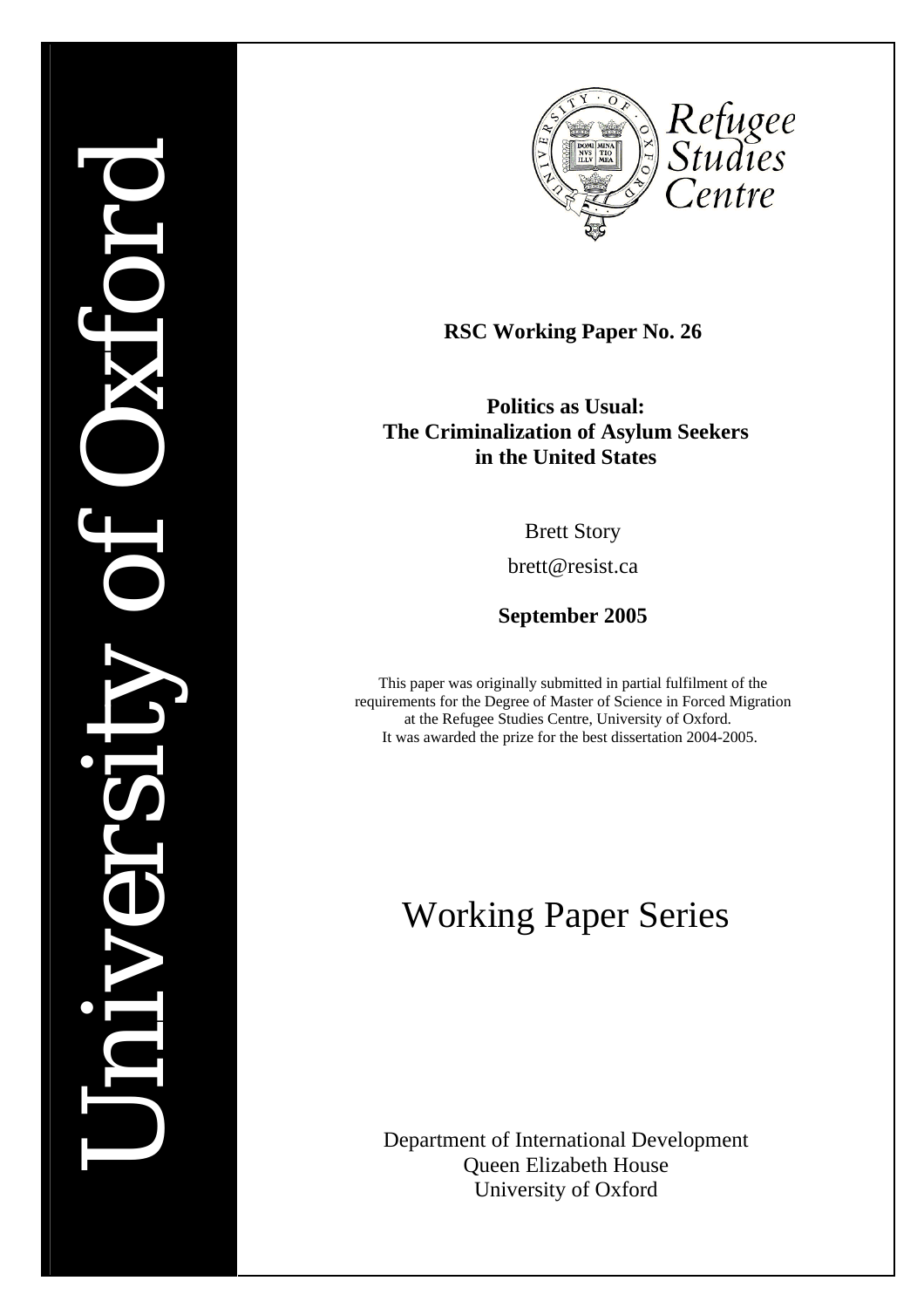University of Oxford

Refugee Studies Centre

**RSC Working Paper No. 26**

**Politics as Usual: The Criminalization of Asylum Seekers in the United States**

Brett Story

brett@resist.ca

**September 2005**

This paper was originally submitted in partial fulfilment of the requirements for the Degree of Master of Science in Forced Migration at the Refugee Studies Centre, University of Oxford. It was awarded the prize for the best dissertation 2004-2005.

# Working Paper Series

Department of International Development
Queen Elizabeth House
University of Oxford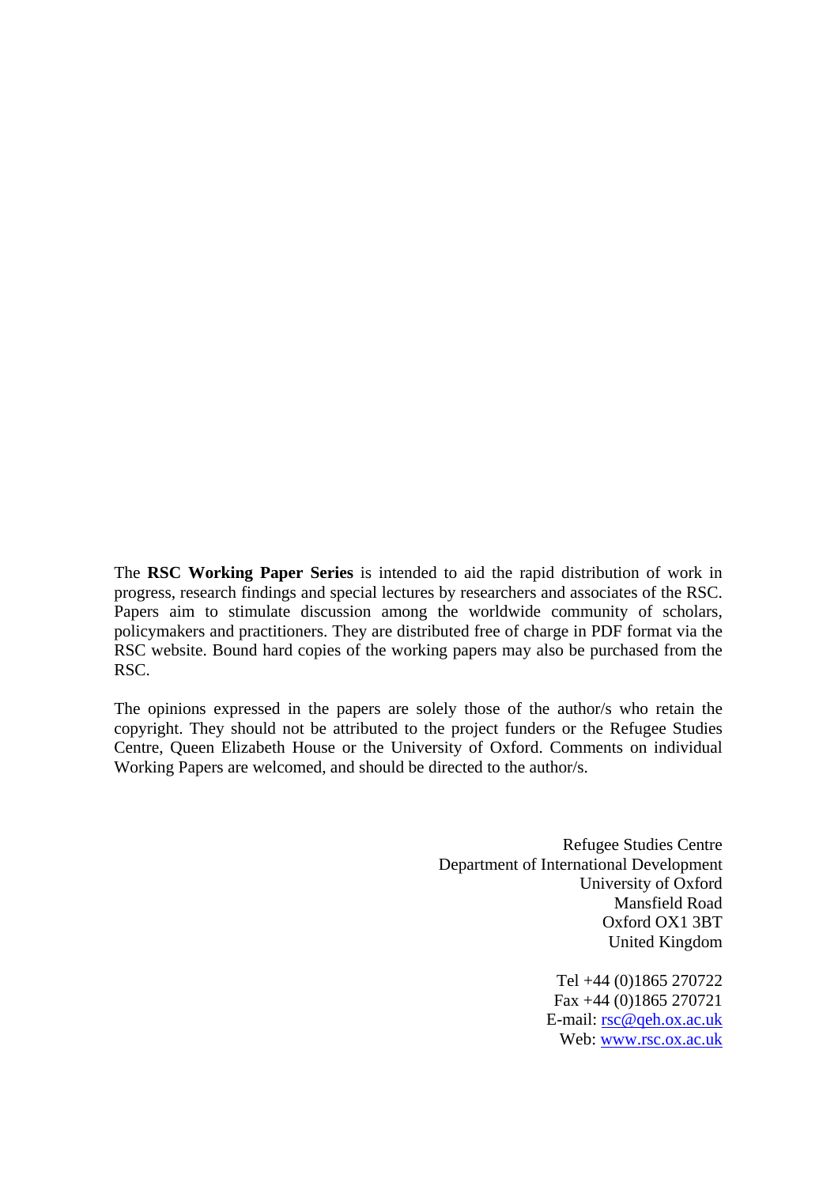The **RSC Working Paper Series** is intended to aid the rapid distribution of work in progress, research findings and special lectures by researchers and associates of the RSC. Papers aim to stimulate discussion among the worldwide community of scholars, policymakers and practitioners. They are distributed free of charge in PDF format via the RSC website. Bound hard copies of the working papers may also be purchased from the RSC.

The opinions expressed in the papers are solely those of the author/s who retain the copyright. They should not be attributed to the project funders or the Refugee Studies Centre, Queen Elizabeth House or the University of Oxford. Comments on individual Working Papers are welcomed, and should be directed to the author/s.

Refugee Studies Centre
Department of International Development
University of Oxford
Mansfield Road
Oxford OX1 3BT
United Kingdom

Tel +44 (0)1865 270722
Fax +44 (0)1865 270721
E-mail: rsc@qeh.ox.ac.uk
Web: www.rsc.ox.ac.uk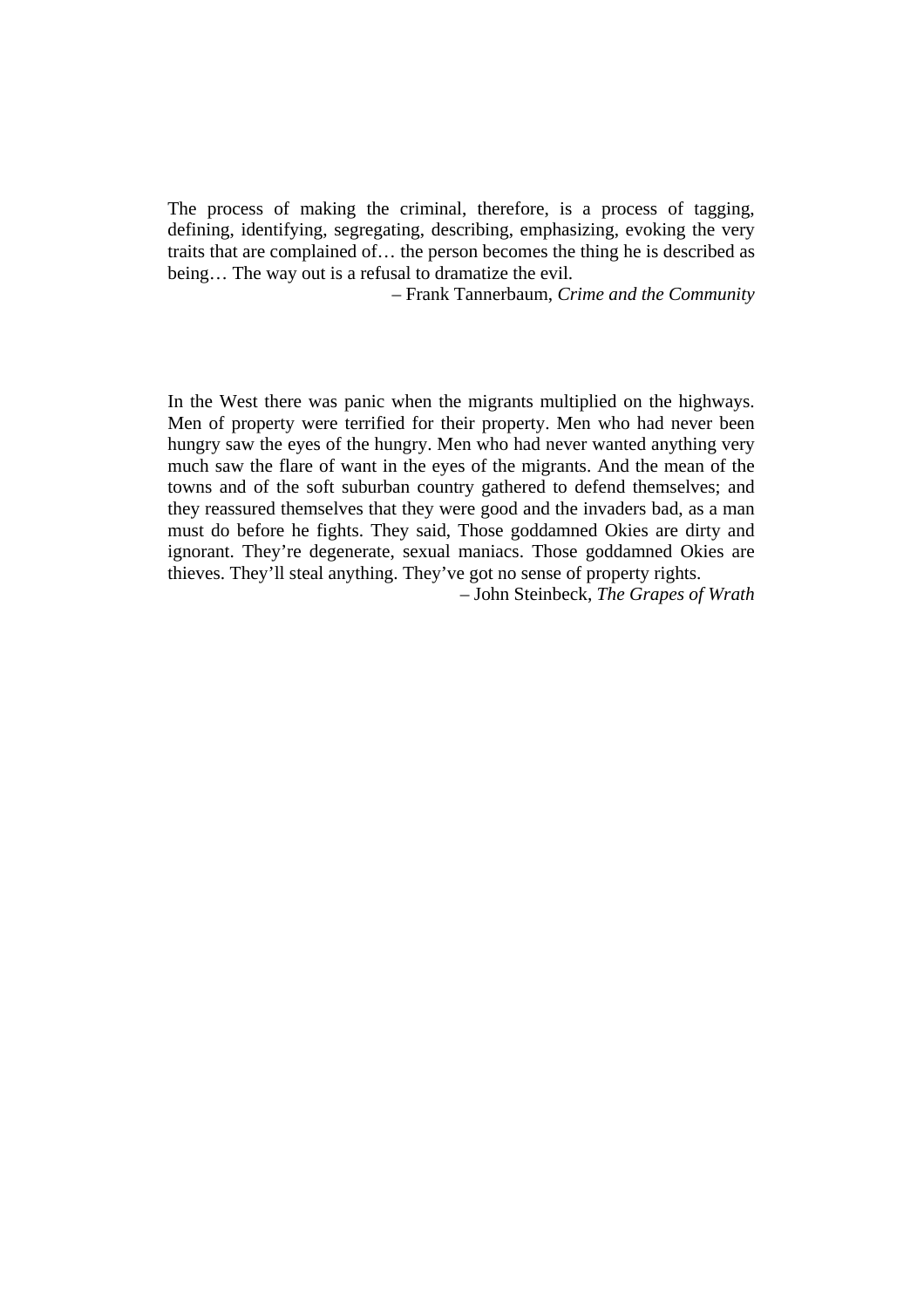The process of making the criminal, therefore, is a process of tagging, defining, identifying, segregating, describing, emphasizing, evoking the very traits that are complained of… the person becomes the thing he is described as being… The way out is a refusal to dramatize the evil.

– Frank Tannerbaum, *Crime and the Community*

In the West there was panic when the migrants multiplied on the highways. Men of property were terrified for their property. Men who had never been hungry saw the eyes of the hungry. Men who had never wanted anything very much saw the flare of want in the eyes of the migrants. And the mean of the towns and of the soft suburban country gathered to defend themselves; and they reassured themselves that they were good and the invaders bad, as a man must do before he fights. They said, Those goddamned Okies are dirty and ignorant. They're degenerate, sexual maniacs. Those goddamned Okies are thieves. They'll steal anything. They've got no sense of property rights.

– John Steinbeck, *The Grapes of Wrath*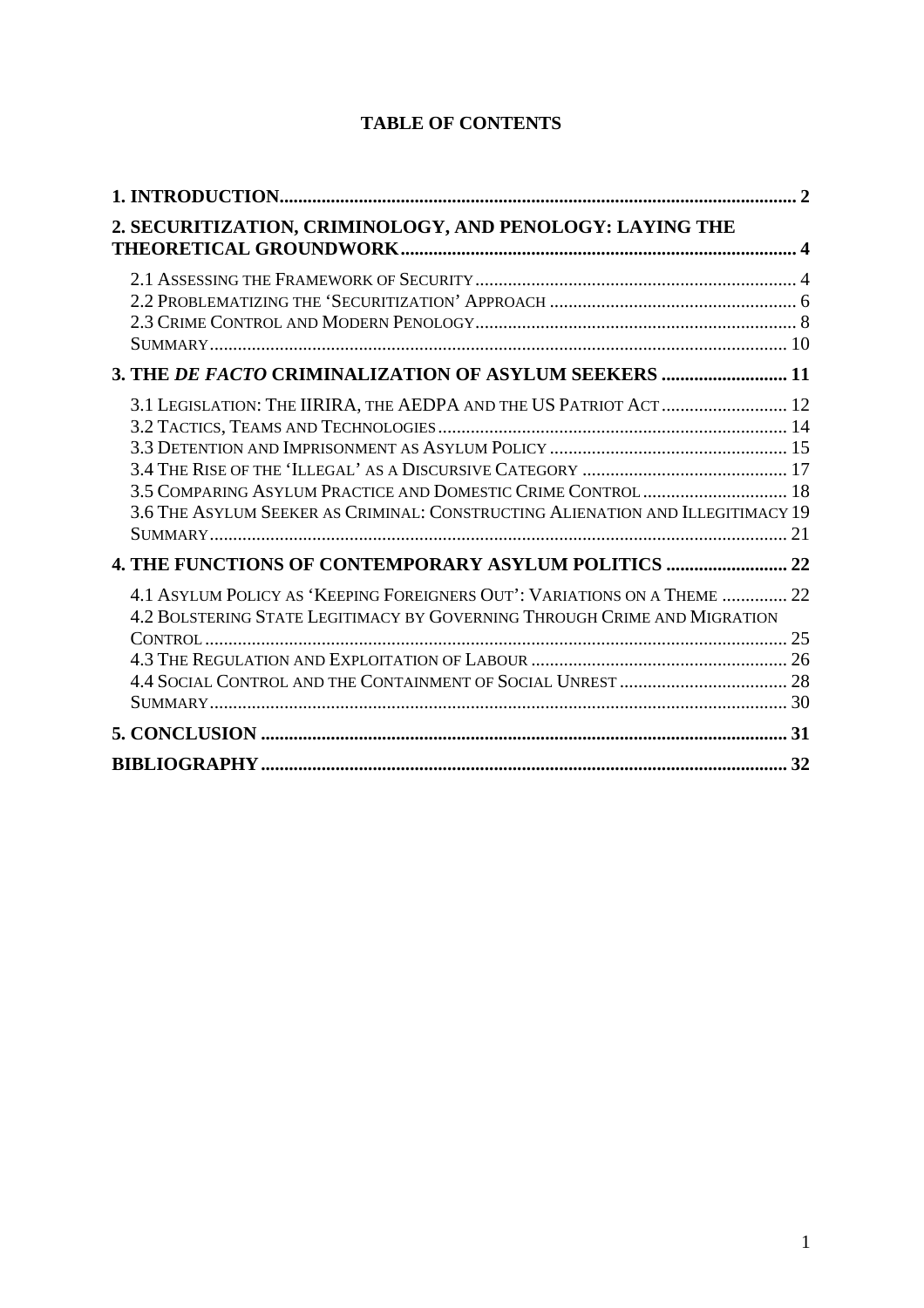# TABLE OF CONTENTS

**1. INTRODUCTION** .......... **2**

**2. SECURITIZATION, CRIMINOLOGY, AND PENOLOGY: LAYING THE THEORETICAL GROUNDWORK** .......... **4**

- 2.1 Assessing the Framework of Security .......... 4
- 2.2 Problematizing the 'Securitization' Approach .......... 6
- 2.3 Crime Control and Modern Penology .......... 8
- Summary .......... 10

**3. THE *DE FACTO* CRIMINALIZATION OF ASYLUM SEEKERS** .......... **11**

- 3.1 Legislation: The IIRIRA, the AEDPA and the US Patriot Act .......... 12
- 3.2 Tactics, Teams and Technologies .......... 14
- 3.3 Detention and Imprisonment as Asylum Policy .......... 15
- 3.4 The Rise of the 'Illegal' as a Discursive Category .......... 17
- 3.5 Comparing Asylum Practice and Domestic Crime Control .......... 18
- 3.6 The Asylum Seeker as Criminal: Constructing Alienation and Illegitimacy 19
- Summary .......... 21

**4. THE FUNCTIONS OF CONTEMPORARY ASYLUM POLITICS** .......... **22**

- 4.1 Asylum Policy as 'Keeping Foreigners Out': Variations on a Theme .......... 22
- 4.2 Bolstering State Legitimacy by Governing Through Crime and Migration Control .......... 25
- 4.3 The Regulation and Exploitation of Labour .......... 26
- 4.4 Social Control and the Containment of Social Unrest .......... 28
- Summary .......... 30

**5. CONCLUSION** .......... **31**

**BIBLIOGRAPHY** .......... **32**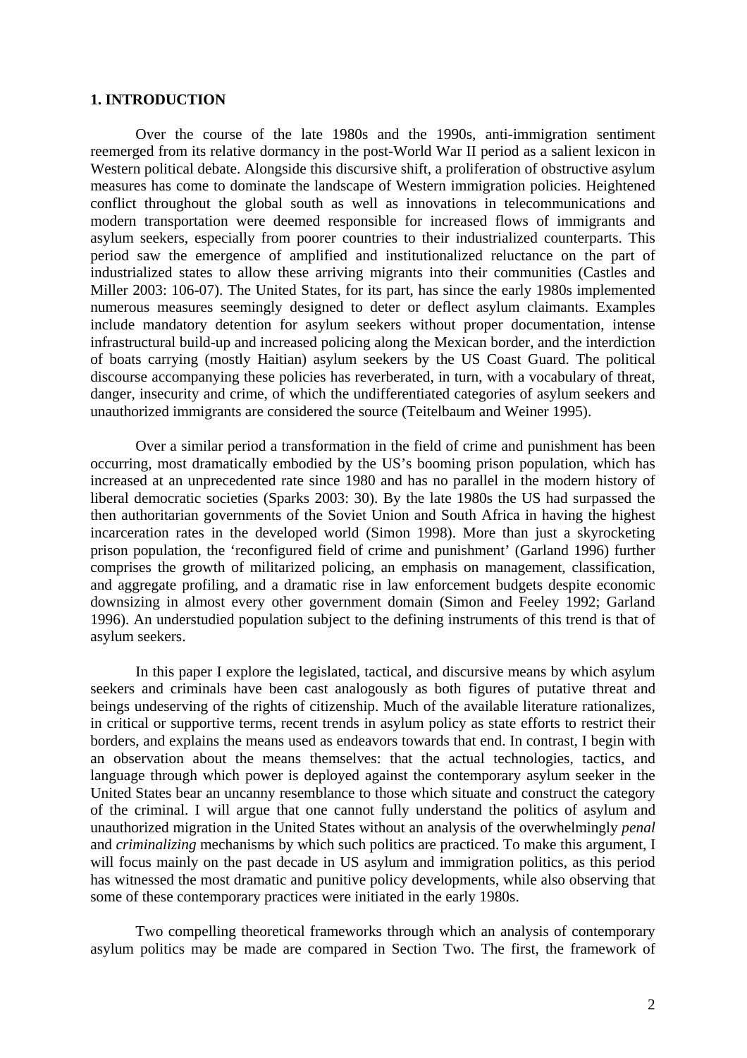## 1. INTRODUCTION

Over the course of the late 1980s and the 1990s, anti-immigration sentiment reemerged from its relative dormancy in the post-World War II period as a salient lexicon in Western political debate. Alongside this discursive shift, a proliferation of obstructive asylum measures has come to dominate the landscape of Western immigration policies. Heightened conflict throughout the global south as well as innovations in telecommunications and modern transportation were deemed responsible for increased flows of immigrants and asylum seekers, especially from poorer countries to their industrialized counterparts. This period saw the emergence of amplified and institutionalized reluctance on the part of industrialized states to allow these arriving migrants into their communities (Castles and Miller 2003: 106-07). The United States, for its part, has since the early 1980s implemented numerous measures seemingly designed to deter or deflect asylum claimants. Examples include mandatory detention for asylum seekers without proper documentation, intense infrastructural build-up and increased policing along the Mexican border, and the interdiction of boats carrying (mostly Haitian) asylum seekers by the US Coast Guard. The political discourse accompanying these policies has reverberated, in turn, with a vocabulary of threat, danger, insecurity and crime, of which the undifferentiated categories of asylum seekers and unauthorized immigrants are considered the source (Teitelbaum and Weiner 1995).

Over a similar period a transformation in the field of crime and punishment has been occurring, most dramatically embodied by the US's booming prison population, which has increased at an unprecedented rate since 1980 and has no parallel in the modern history of liberal democratic societies (Sparks 2003: 30). By the late 1980s the US had surpassed the then authoritarian governments of the Soviet Union and South Africa in having the highest incarceration rates in the developed world (Simon 1998). More than just a skyrocketing prison population, the 'reconfigured field of crime and punishment' (Garland 1996) further comprises the growth of militarized policing, an emphasis on management, classification, and aggregate profiling, and a dramatic rise in law enforcement budgets despite economic downsizing in almost every other government domain (Simon and Feeley 1992; Garland 1996). An understudied population subject to the defining instruments of this trend is that of asylum seekers.

In this paper I explore the legislated, tactical, and discursive means by which asylum seekers and criminals have been cast analogously as both figures of putative threat and beings undeserving of the rights of citizenship. Much of the available literature rationalizes, in critical or supportive terms, recent trends in asylum policy as state efforts to restrict their borders, and explains the means used as endeavors towards that end. In contrast, I begin with an observation about the means themselves: that the actual technologies, tactics, and language through which power is deployed against the contemporary asylum seeker in the United States bear an uncanny resemblance to those which situate and construct the category of the criminal. I will argue that one cannot fully understand the politics of asylum and unauthorized migration in the United States without an analysis of the overwhelmingly *penal* and *criminalizing* mechanisms by which such politics are practiced. To make this argument, I will focus mainly on the past decade in US asylum and immigration politics, as this period has witnessed the most dramatic and punitive policy developments, while also observing that some of these contemporary practices were initiated in the early 1980s.

Two compelling theoretical frameworks through which an analysis of contemporary asylum politics may be made are compared in Section Two. The first, the framework of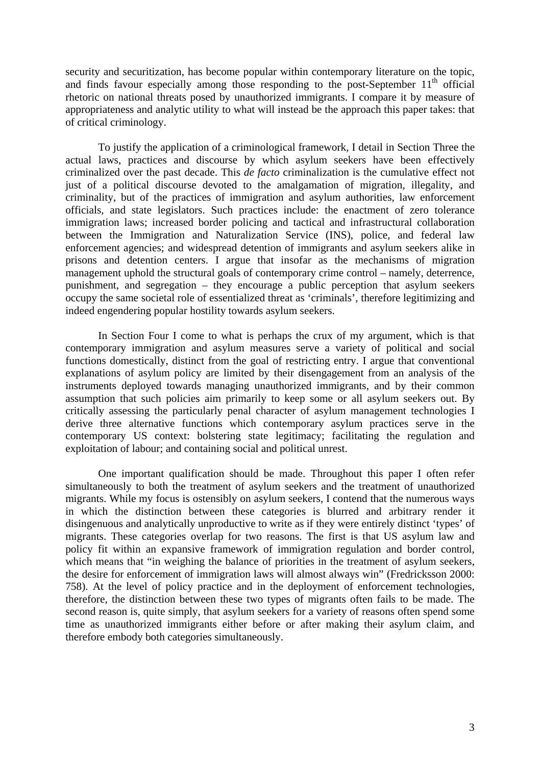security and securitization, has become popular within contemporary literature on the topic, and finds favour especially among those responding to the post-September 11th official rhetoric on national threats posed by unauthorized immigrants. I compare it by measure of appropriateness and analytic utility to what will instead be the approach this paper takes: that of critical criminology.

To justify the application of a criminological framework, I detail in Section Three the actual laws, practices and discourse by which asylum seekers have been effectively criminalized over the past decade. This *de facto* criminalization is the cumulative effect not just of a political discourse devoted to the amalgamation of migration, illegality, and criminality, but of the practices of immigration and asylum authorities, law enforcement officials, and state legislators. Such practices include: the enactment of zero tolerance immigration laws; increased border policing and tactical and infrastructural collaboration between the Immigration and Naturalization Service (INS), police, and federal law enforcement agencies; and widespread detention of immigrants and asylum seekers alike in prisons and detention centers. I argue that insofar as the mechanisms of migration management uphold the structural goals of contemporary crime control – namely, deterrence, punishment, and segregation – they encourage a public perception that asylum seekers occupy the same societal role of essentialized threat as 'criminals', therefore legitimizing and indeed engendering popular hostility towards asylum seekers.

In Section Four I come to what is perhaps the crux of my argument, which is that contemporary immigration and asylum measures serve a variety of political and social functions domestically, distinct from the goal of restricting entry. I argue that conventional explanations of asylum policy are limited by their disengagement from an analysis of the instruments deployed towards managing unauthorized immigrants, and by their common assumption that such policies aim primarily to keep some or all asylum seekers out. By critically assessing the particularly penal character of asylum management technologies I derive three alternative functions which contemporary asylum practices serve in the contemporary US context: bolstering state legitimacy; facilitating the regulation and exploitation of labour; and containing social and political unrest.

One important qualification should be made. Throughout this paper I often refer simultaneously to both the treatment of asylum seekers and the treatment of unauthorized migrants. While my focus is ostensibly on asylum seekers, I contend that the numerous ways in which the distinction between these categories is blurred and arbitrary render it disingenuous and analytically unproductive to write as if they were entirely distinct 'types' of migrants. These categories overlap for two reasons. The first is that US asylum law and policy fit within an expansive framework of immigration regulation and border control, which means that "in weighing the balance of priorities in the treatment of asylum seekers, the desire for enforcement of immigration laws will almost always win" (Fredricksson 2000: 758). At the level of policy practice and in the deployment of enforcement technologies, therefore, the distinction between these two types of migrants often fails to be made. The second reason is, quite simply, that asylum seekers for a variety of reasons often spend some time as unauthorized immigrants either before or after making their asylum claim, and therefore embody both categories simultaneously.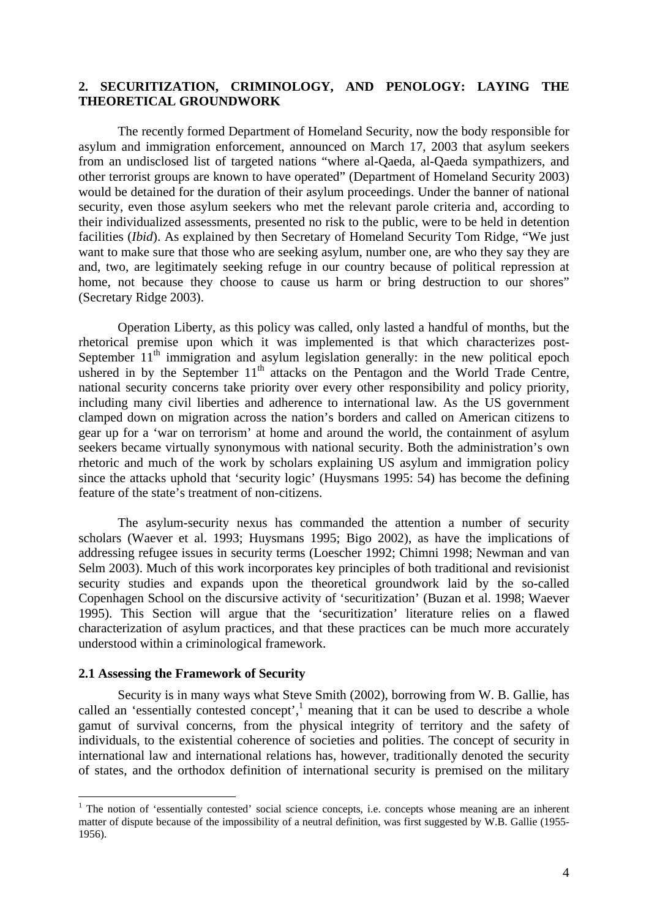## 2. SECURITIZATION, CRIMINOLOGY, AND PENOLOGY: LAYING THE THEORETICAL GROUNDWORK

The recently formed Department of Homeland Security, now the body responsible for asylum and immigration enforcement, announced on March 17, 2003 that asylum seekers from an undisclosed list of targeted nations "where al-Qaeda, al-Qaeda sympathizers, and other terrorist groups are known to have operated" (Department of Homeland Security 2003) would be detained for the duration of their asylum proceedings. Under the banner of national security, even those asylum seekers who met the relevant parole criteria and, according to their individualized assessments, presented no risk to the public, were to be held in detention facilities (*Ibid*). As explained by then Secretary of Homeland Security Tom Ridge, "We just want to make sure that those who are seeking asylum, number one, are who they say they are and, two, are legitimately seeking refuge in our country because of political repression at home, not because they choose to cause us harm or bring destruction to our shores" (Secretary Ridge 2003).

Operation Liberty, as this policy was called, only lasted a handful of months, but the rhetorical premise upon which it was implemented is that which characterizes post-September 11th immigration and asylum legislation generally: in the new political epoch ushered in by the September 11th attacks on the Pentagon and the World Trade Centre, national security concerns take priority over every other responsibility and policy priority, including many civil liberties and adherence to international law. As the US government clamped down on migration across the nation's borders and called on American citizens to gear up for a 'war on terrorism' at home and around the world, the containment of asylum seekers became virtually synonymous with national security. Both the administration's own rhetoric and much of the work by scholars explaining US asylum and immigration policy since the attacks uphold that 'security logic' (Huysmans 1995: 54) has become the defining feature of the state's treatment of non-citizens.

The asylum-security nexus has commanded the attention a number of security scholars (Waever et al. 1993; Huysmans 1995; Bigo 2002), as have the implications of addressing refugee issues in security terms (Loescher 1992; Chimni 1998; Newman and van Selm 2003). Much of this work incorporates key principles of both traditional and revisionist security studies and expands upon the theoretical groundwork laid by the so-called Copenhagen School on the discursive activity of 'securitization' (Buzan et al. 1998; Waever 1995). This Section will argue that the 'securitization' literature relies on a flawed characterization of asylum practices, and that these practices can be much more accurately understood within a criminological framework.

### 2.1 Assessing the Framework of Security

Security is in many ways what Steve Smith (2002), borrowing from W. B. Gallie, has called an 'essentially contested concept',[1] meaning that it can be used to describe a whole gamut of survival concerns, from the physical integrity of territory and the safety of individuals, to the existential coherence of societies and polities. The concept of security in international law and international relations has, however, traditionally denoted the security of states, and the orthodox definition of international security is premised on the military

[1] The notion of 'essentially contested' social science concepts, i.e. concepts whose meaning are an inherent matter of dispute because of the impossibility of a neutral definition, was first suggested by W.B. Gallie (1955-1956).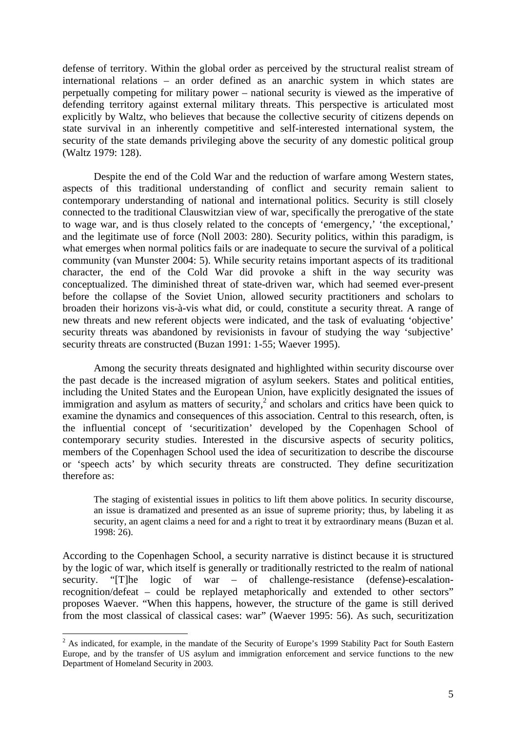defense of territory. Within the global order as perceived by the structural realist stream of international relations – an order defined as an anarchic system in which states are perpetually competing for military power – national security is viewed as the imperative of defending territory against external military threats. This perspective is articulated most explicitly by Waltz, who believes that because the collective security of citizens depends on state survival in an inherently competitive and self-interested international system, the security of the state demands privileging above the security of any domestic political group (Waltz 1979: 128).

Despite the end of the Cold War and the reduction of warfare among Western states, aspects of this traditional understanding of conflict and security remain salient to contemporary understanding of national and international politics. Security is still closely connected to the traditional Clauswitzian view of war, specifically the prerogative of the state to wage war, and is thus closely related to the concepts of 'emergency,' 'the exceptional,' and the legitimate use of force (Noll 2003: 280). Security politics, within this paradigm, is what emerges when normal politics fails or are inadequate to secure the survival of a political community (van Munster 2004: 5). While security retains important aspects of its traditional character, the end of the Cold War did provoke a shift in the way security was conceptualized. The diminished threat of state-driven war, which had seemed ever-present before the collapse of the Soviet Union, allowed security practitioners and scholars to broaden their horizons vis-à-vis what did, or could, constitute a security threat. A range of new threats and new referent objects were indicated, and the task of evaluating 'objective' security threats was abandoned by revisionists in favour of studying the way 'subjective' security threats are constructed (Buzan 1991: 1-55; Waever 1995).

Among the security threats designated and highlighted within security discourse over the past decade is the increased migration of asylum seekers. States and political entities, including the United States and the European Union, have explicitly designated the issues of immigration and asylum as matters of security,[2] and scholars and critics have been quick to examine the dynamics and consequences of this association. Central to this research, often, is the influential concept of 'securitization' developed by the Copenhagen School of contemporary security studies. Interested in the discursive aspects of security politics, members of the Copenhagen School used the idea of securitization to describe the discourse or 'speech acts' by which security threats are constructed. They define securitization therefore as:

> The staging of existential issues in politics to lift them above politics. In security discourse, an issue is dramatized and presented as an issue of supreme priority; thus, by labeling it as security, an agent claims a need for and a right to treat it by extraordinary means (Buzan et al. 1998: 26).

According to the Copenhagen School, a security narrative is distinct because it is structured by the logic of war, which itself is generally or traditionally restricted to the realm of national security. "[T]he logic of war – of challenge-resistance (defense)-escalation-recognition/defeat – could be replayed metaphorically and extended to other sectors" proposes Waever. "When this happens, however, the structure of the game is still derived from the most classical of classical cases: war" (Waever 1995: 56). As such, securitization

---

[2] As indicated, for example, in the mandate of the Security of Europe's 1999 Stability Pact for South Eastern Europe, and by the transfer of US asylum and immigration enforcement and service functions to the new Department of Homeland Security in 2003.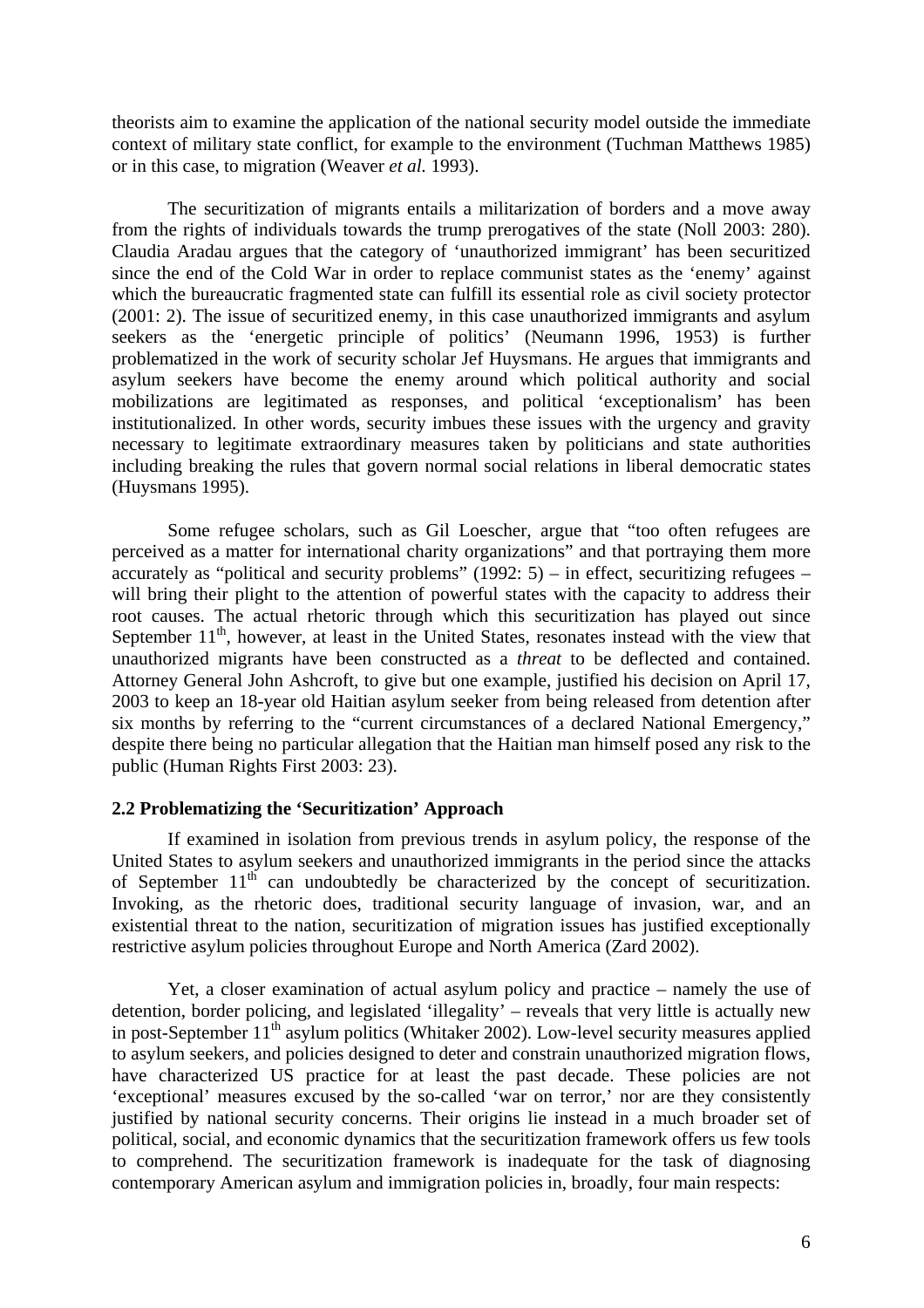theorists aim to examine the application of the national security model outside the immediate context of military state conflict, for example to the environment (Tuchman Matthews 1985) or in this case, to migration (Weaver *et al.* 1993).

The securitization of migrants entails a militarization of borders and a move away from the rights of individuals towards the trump prerogatives of the state (Noll 2003: 280). Claudia Aradau argues that the category of 'unauthorized immigrant' has been securitized since the end of the Cold War in order to replace communist states as the 'enemy' against which the bureaucratic fragmented state can fulfill its essential role as civil society protector (2001: 2). The issue of securitized enemy, in this case unauthorized immigrants and asylum seekers as the 'energetic principle of politics' (Neumann 1996, 1953) is further problematized in the work of security scholar Jef Huysmans. He argues that immigrants and asylum seekers have become the enemy around which political authority and social mobilizations are legitimated as responses, and political 'exceptionalism' has been institutionalized. In other words, security imbues these issues with the urgency and gravity necessary to legitimate extraordinary measures taken by politicians and state authorities including breaking the rules that govern normal social relations in liberal democratic states (Huysmans 1995).

Some refugee scholars, such as Gil Loescher, argue that "too often refugees are perceived as a matter for international charity organizations" and that portraying them more accurately as "political and security problems" (1992: 5) – in effect, securitizing refugees – will bring their plight to the attention of powerful states with the capacity to address their root causes. The actual rhetoric through which this securitization has played out since September 11th, however, at least in the United States, resonates instead with the view that unauthorized migrants have been constructed as a *threat* to be deflected and contained. Attorney General John Ashcroft, to give but one example, justified his decision on April 17, 2003 to keep an 18-year old Haitian asylum seeker from being released from detention after six months by referring to the "current circumstances of a declared National Emergency," despite there being no particular allegation that the Haitian man himself posed any risk to the public (Human Rights First 2003: 23).

### 2.2 Problematizing the 'Securitization' Approach

If examined in isolation from previous trends in asylum policy, the response of the United States to asylum seekers and unauthorized immigrants in the period since the attacks of September 11th can undoubtedly be characterized by the concept of securitization. Invoking, as the rhetoric does, traditional security language of invasion, war, and an existential threat to the nation, securitization of migration issues has justified exceptionally restrictive asylum policies throughout Europe and North America (Zard 2002).

Yet, a closer examination of actual asylum policy and practice – namely the use of detention, border policing, and legislated 'illegality' – reveals that very little is actually new in post-September 11th asylum politics (Whitaker 2002). Low-level security measures applied to asylum seekers, and policies designed to deter and constrain unauthorized migration flows, have characterized US practice for at least the past decade. These policies are not 'exceptional' measures excused by the so-called 'war on terror,' nor are they consistently justified by national security concerns. Their origins lie instead in a much broader set of political, social, and economic dynamics that the securitization framework offers us few tools to comprehend. The securitization framework is inadequate for the task of diagnosing contemporary American asylum and immigration policies in, broadly, four main respects: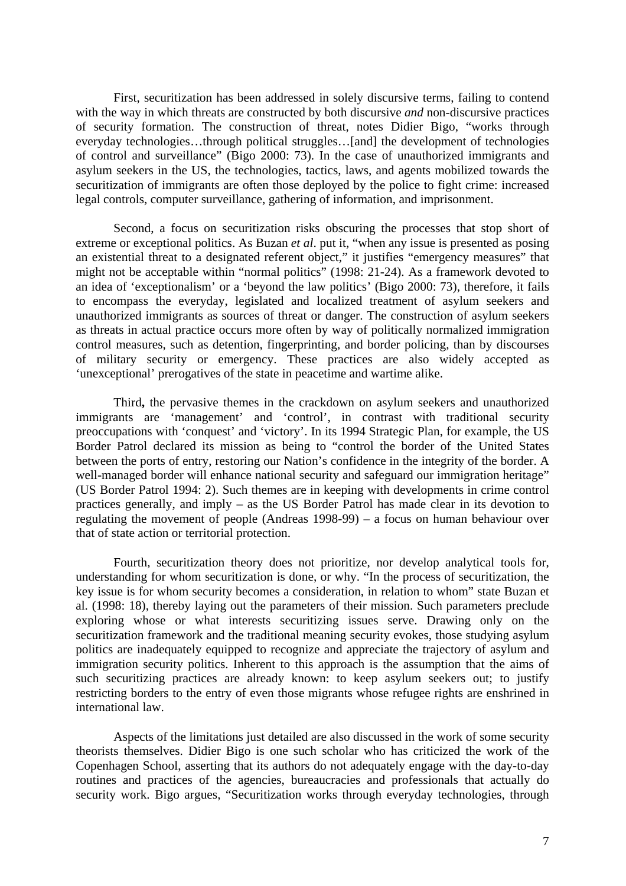First, securitization has been addressed in solely discursive terms, failing to contend with the way in which threats are constructed by both discursive *and* non-discursive practices of security formation. The construction of threat, notes Didier Bigo, "works through everyday technologies…through political struggles…[and] the development of technologies of control and surveillance" (Bigo 2000: 73). In the case of unauthorized immigrants and asylum seekers in the US, the technologies, tactics, laws, and agents mobilized towards the securitization of immigrants are often those deployed by the police to fight crime: increased legal controls, computer surveillance, gathering of information, and imprisonment.

Second, a focus on securitization risks obscuring the processes that stop short of extreme or exceptional politics. As Buzan *et al*. put it, "when any issue is presented as posing an existential threat to a designated referent object," it justifies "emergency measures" that might not be acceptable within "normal politics" (1998: 21-24). As a framework devoted to an idea of 'exceptionalism' or a 'beyond the law politics' (Bigo 2000: 73), therefore, it fails to encompass the everyday, legislated and localized treatment of asylum seekers and unauthorized immigrants as sources of threat or danger. The construction of asylum seekers as threats in actual practice occurs more often by way of politically normalized immigration control measures, such as detention, fingerprinting, and border policing, than by discourses of military security or emergency. These practices are also widely accepted as 'unexceptional' prerogatives of the state in peacetime and wartime alike.

Third**,** the pervasive themes in the crackdown on asylum seekers and unauthorized immigrants are 'management' and 'control', in contrast with traditional security preoccupations with 'conquest' and 'victory'. In its 1994 Strategic Plan, for example, the US Border Patrol declared its mission as being to "control the border of the United States between the ports of entry, restoring our Nation's confidence in the integrity of the border. A well-managed border will enhance national security and safeguard our immigration heritage" (US Border Patrol 1994: 2). Such themes are in keeping with developments in crime control practices generally, and imply – as the US Border Patrol has made clear in its devotion to regulating the movement of people (Andreas 1998-99) – a focus on human behaviour over that of state action or territorial protection.

Fourth, securitization theory does not prioritize, nor develop analytical tools for, understanding for whom securitization is done, or why. "In the process of securitization, the key issue is for whom security becomes a consideration, in relation to whom" state Buzan et al. (1998: 18), thereby laying out the parameters of their mission. Such parameters preclude exploring whose or what interests securitizing issues serve. Drawing only on the securitization framework and the traditional meaning security evokes, those studying asylum politics are inadequately equipped to recognize and appreciate the trajectory of asylum and immigration security politics. Inherent to this approach is the assumption that the aims of such securitizing practices are already known: to keep asylum seekers out; to justify restricting borders to the entry of even those migrants whose refugee rights are enshrined in international law.

Aspects of the limitations just detailed are also discussed in the work of some security theorists themselves. Didier Bigo is one such scholar who has criticized the work of the Copenhagen School, asserting that its authors do not adequately engage with the day-to-day routines and practices of the agencies, bureaucracies and professionals that actually do security work. Bigo argues, "Securitization works through everyday technologies, through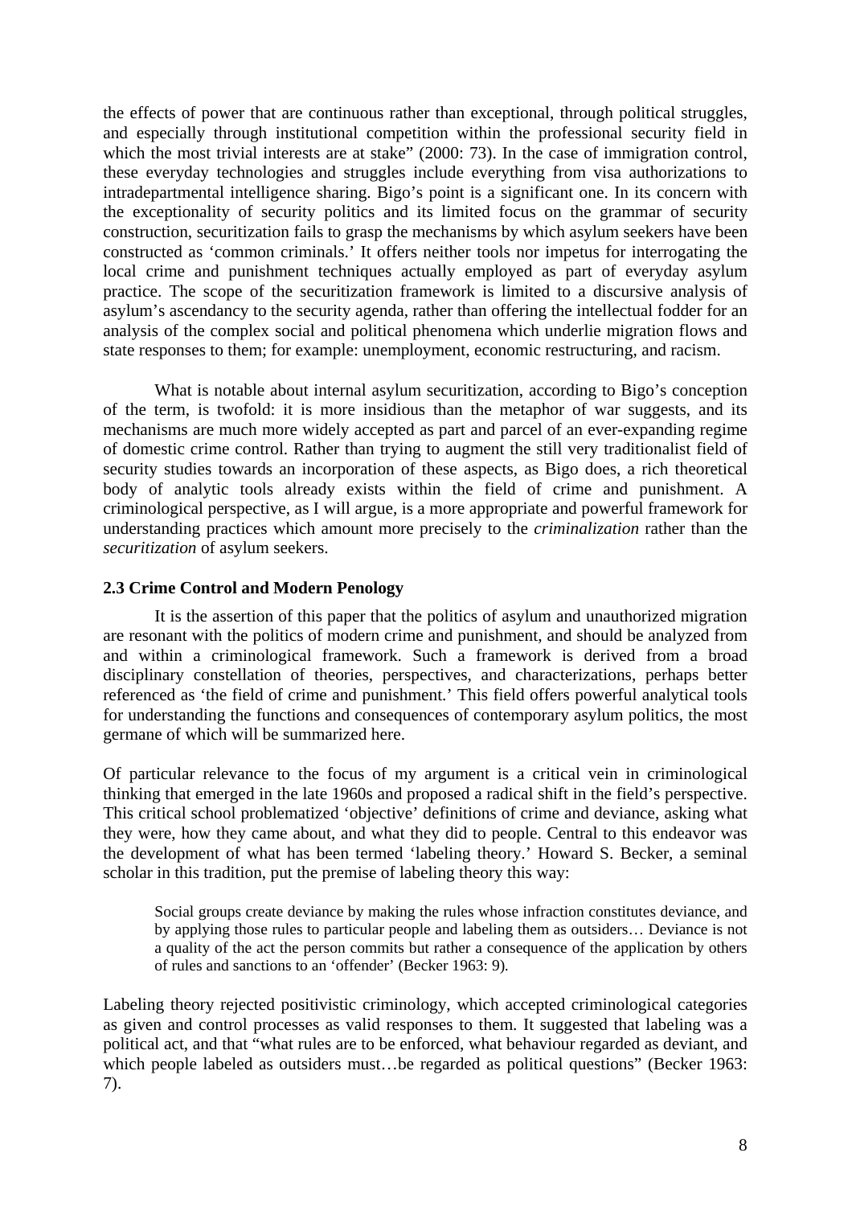the effects of power that are continuous rather than exceptional, through political struggles, and especially through institutional competition within the professional security field in which the most trivial interests are at stake" (2000: 73). In the case of immigration control, these everyday technologies and struggles include everything from visa authorizations to intradepartmental intelligence sharing. Bigo's point is a significant one. In its concern with the exceptionality of security politics and its limited focus on the grammar of security construction, securitization fails to grasp the mechanisms by which asylum seekers have been constructed as 'common criminals.' It offers neither tools nor impetus for interrogating the local crime and punishment techniques actually employed as part of everyday asylum practice. The scope of the securitization framework is limited to a discursive analysis of asylum's ascendancy to the security agenda, rather than offering the intellectual fodder for an analysis of the complex social and political phenomena which underlie migration flows and state responses to them; for example: unemployment, economic restructuring, and racism.

What is notable about internal asylum securitization, according to Bigo's conception of the term, is twofold: it is more insidious than the metaphor of war suggests, and its mechanisms are much more widely accepted as part and parcel of an ever-expanding regime of domestic crime control. Rather than trying to augment the still very traditionalist field of security studies towards an incorporation of these aspects, as Bigo does, a rich theoretical body of analytic tools already exists within the field of crime and punishment. A criminological perspective, as I will argue, is a more appropriate and powerful framework for understanding practices which amount more precisely to the *criminalization* rather than the *securitization* of asylum seekers.

### 2.3 Crime Control and Modern Penology

It is the assertion of this paper that the politics of asylum and unauthorized migration are resonant with the politics of modern crime and punishment, and should be analyzed from and within a criminological framework. Such a framework is derived from a broad disciplinary constellation of theories, perspectives, and characterizations, perhaps better referenced as 'the field of crime and punishment.' This field offers powerful analytical tools for understanding the functions and consequences of contemporary asylum politics, the most germane of which will be summarized here.

Of particular relevance to the focus of my argument is a critical vein in criminological thinking that emerged in the late 1960s and proposed a radical shift in the field's perspective. This critical school problematized 'objective' definitions of crime and deviance, asking what they were, how they came about, and what they did to people. Central to this endeavor was the development of what has been termed 'labeling theory.' Howard S. Becker, a seminal scholar in this tradition, put the premise of labeling theory this way:

> Social groups create deviance by making the rules whose infraction constitutes deviance, and by applying those rules to particular people and labeling them as outsiders… Deviance is not a quality of the act the person commits but rather a consequence of the application by others of rules and sanctions to an 'offender' (Becker 1963: 9).

Labeling theory rejected positivistic criminology, which accepted criminological categories as given and control processes as valid responses to them. It suggested that labeling was a political act, and that "what rules are to be enforced, what behaviour regarded as deviant, and which people labeled as outsiders must…be regarded as political questions" (Becker 1963: 7).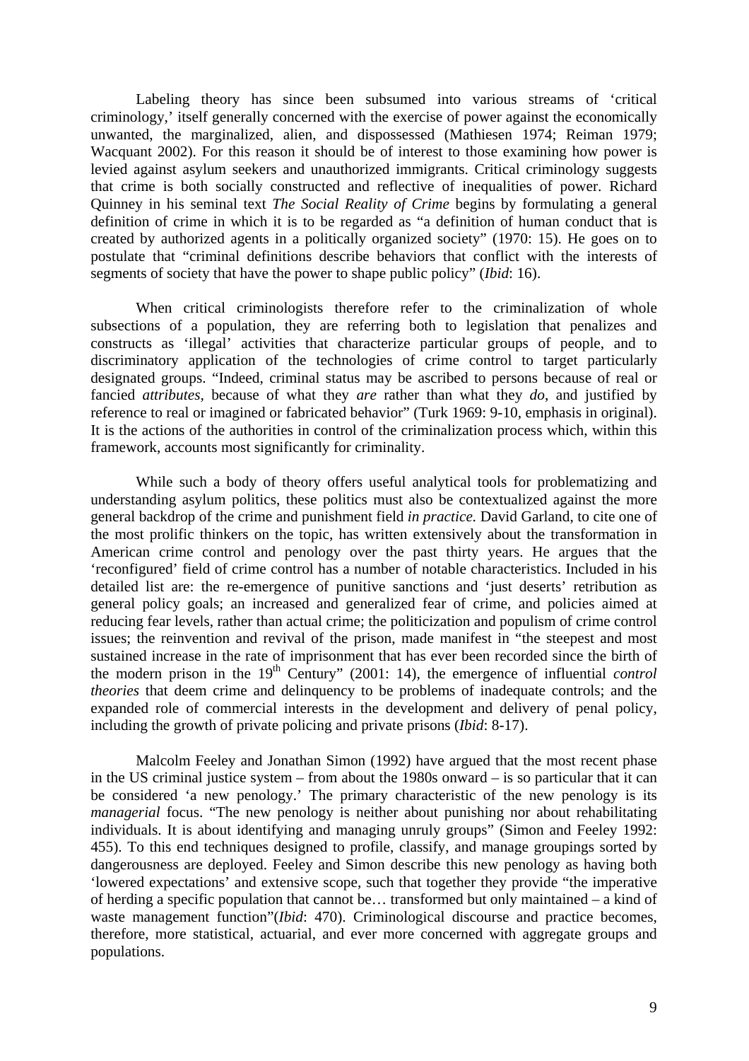Labeling theory has since been subsumed into various streams of 'critical criminology,' itself generally concerned with the exercise of power against the economically unwanted, the marginalized, alien, and dispossessed (Mathiesen 1974; Reiman 1979; Wacquant 2002). For this reason it should be of interest to those examining how power is levied against asylum seekers and unauthorized immigrants. Critical criminology suggests that crime is both socially constructed and reflective of inequalities of power. Richard Quinney in his seminal text *The Social Reality of Crime* begins by formulating a general definition of crime in which it is to be regarded as "a definition of human conduct that is created by authorized agents in a politically organized society" (1970: 15). He goes on to postulate that "criminal definitions describe behaviors that conflict with the interests of segments of society that have the power to shape public policy" (*Ibid*: 16).

When critical criminologists therefore refer to the criminalization of whole subsections of a population, they are referring both to legislation that penalizes and constructs as 'illegal' activities that characterize particular groups of people, and to discriminatory application of the technologies of crime control to target particularly designated groups. "Indeed, criminal status may be ascribed to persons because of real or fancied *attributes*, because of what they *are* rather than what they *do*, and justified by reference to real or imagined or fabricated behavior" (Turk 1969: 9-10, emphasis in original). It is the actions of the authorities in control of the criminalization process which, within this framework, accounts most significantly for criminality.

While such a body of theory offers useful analytical tools for problematizing and understanding asylum politics, these politics must also be contextualized against the more general backdrop of the crime and punishment field *in practice.* David Garland, to cite one of the most prolific thinkers on the topic, has written extensively about the transformation in American crime control and penology over the past thirty years. He argues that the 'reconfigured' field of crime control has a number of notable characteristics. Included in his detailed list are: the re-emergence of punitive sanctions and 'just deserts' retribution as general policy goals; an increased and generalized fear of crime, and policies aimed at reducing fear levels, rather than actual crime; the politicization and populism of crime control issues; the reinvention and revival of the prison, made manifest in "the steepest and most sustained increase in the rate of imprisonment that has ever been recorded since the birth of the modern prison in the 19th Century" (2001: 14), the emergence of influential *control theories* that deem crime and delinquency to be problems of inadequate controls; and the expanded role of commercial interests in the development and delivery of penal policy, including the growth of private policing and private prisons (*Ibid*: 8-17).

Malcolm Feeley and Jonathan Simon (1992) have argued that the most recent phase in the US criminal justice system – from about the 1980s onward – is so particular that it can be considered 'a new penology.' The primary characteristic of the new penology is its *managerial* focus. "The new penology is neither about punishing nor about rehabilitating individuals. It is about identifying and managing unruly groups" (Simon and Feeley 1992: 455). To this end techniques designed to profile, classify, and manage groupings sorted by dangerousness are deployed. Feeley and Simon describe this new penology as having both 'lowered expectations' and extensive scope, such that together they provide "the imperative of herding a specific population that cannot be… transformed but only maintained – a kind of waste management function"(*Ibid*: 470). Criminological discourse and practice becomes, therefore, more statistical, actuarial, and ever more concerned with aggregate groups and populations.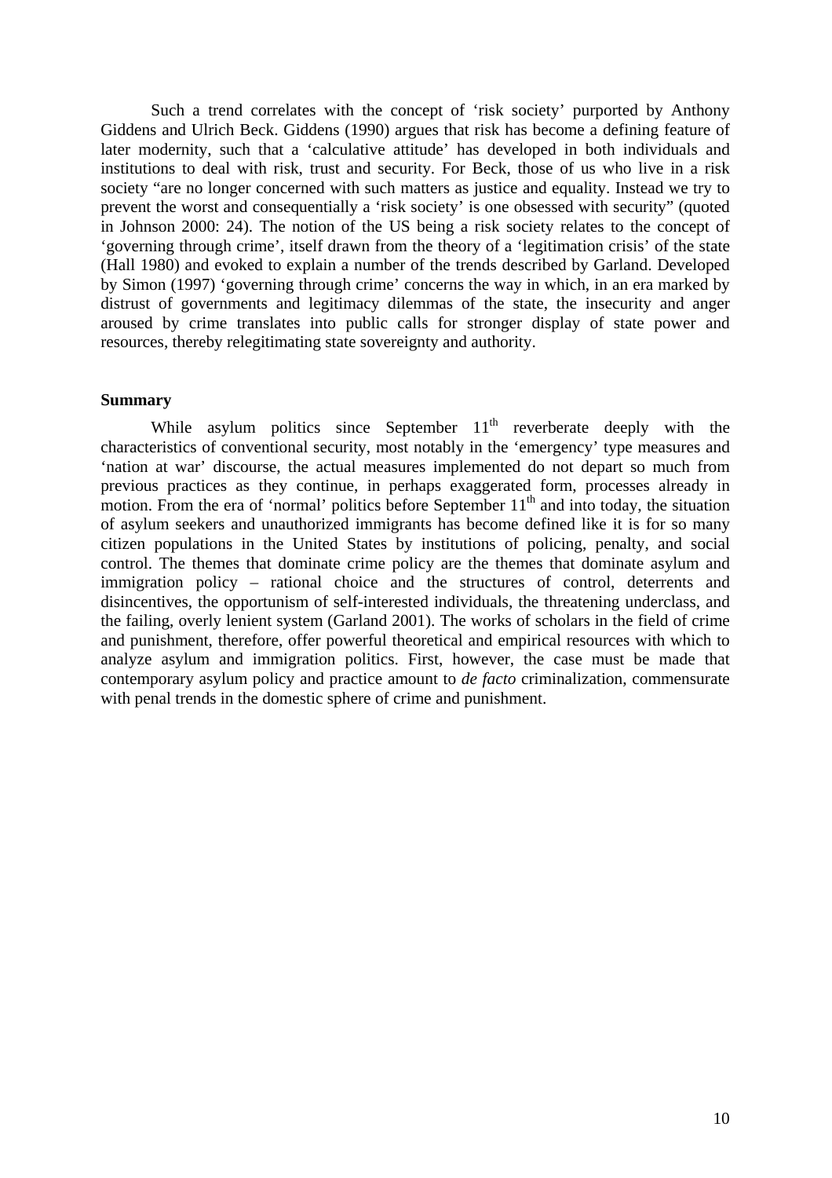Such a trend correlates with the concept of 'risk society' purported by Anthony Giddens and Ulrich Beck. Giddens (1990) argues that risk has become a defining feature of later modernity, such that a 'calculative attitude' has developed in both individuals and institutions to deal with risk, trust and security. For Beck, those of us who live in a risk society "are no longer concerned with such matters as justice and equality. Instead we try to prevent the worst and consequentially a 'risk society' is one obsessed with security" (quoted in Johnson 2000: 24). The notion of the US being a risk society relates to the concept of 'governing through crime', itself drawn from the theory of a 'legitimation crisis' of the state (Hall 1980) and evoked to explain a number of the trends described by Garland. Developed by Simon (1997) 'governing through crime' concerns the way in which, in an era marked by distrust of governments and legitimacy dilemmas of the state, the insecurity and anger aroused by crime translates into public calls for stronger display of state power and resources, thereby relegitimating state sovereignty and authority.

**Summary**

While asylum politics since September 11th reverberate deeply with the characteristics of conventional security, most notably in the 'emergency' type measures and 'nation at war' discourse, the actual measures implemented do not depart so much from previous practices as they continue, in perhaps exaggerated form, processes already in motion. From the era of 'normal' politics before September 11th and into today, the situation of asylum seekers and unauthorized immigrants has become defined like it is for so many citizen populations in the United States by institutions of policing, penalty, and social control. The themes that dominate crime policy are the themes that dominate asylum and immigration policy – rational choice and the structures of control, deterrents and disincentives, the opportunism of self-interested individuals, the threatening underclass, and the failing, overly lenient system (Garland 2001). The works of scholars in the field of crime and punishment, therefore, offer powerful theoretical and empirical resources with which to analyze asylum and immigration politics. First, however, the case must be made that contemporary asylum policy and practice amount to *de facto* criminalization, commensurate with penal trends in the domestic sphere of crime and punishment.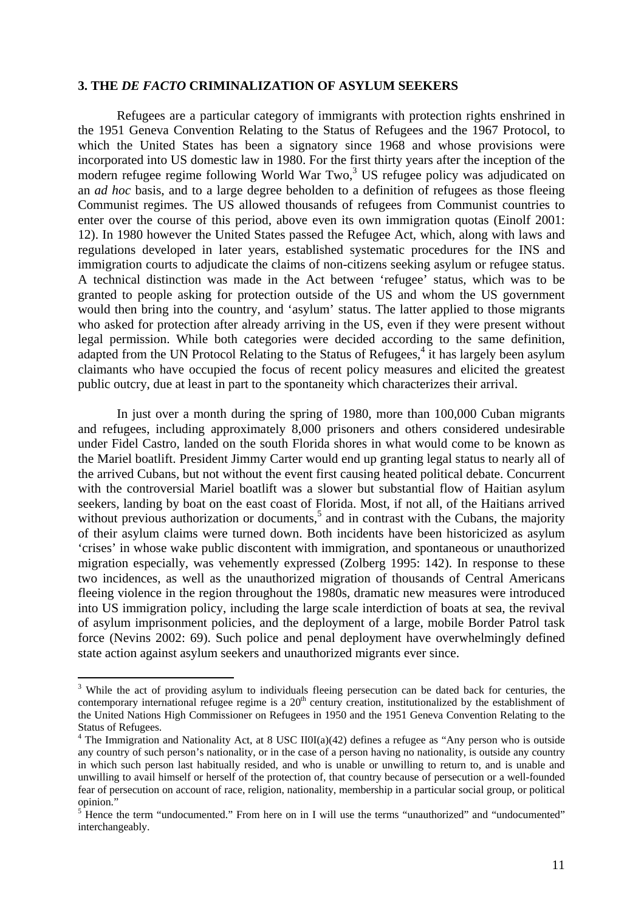## 3. THE *DE FACTO* CRIMINALIZATION OF ASYLUM SEEKERS

Refugees are a particular category of immigrants with protection rights enshrined in the 1951 Geneva Convention Relating to the Status of Refugees and the 1967 Protocol, to which the United States has been a signatory since 1968 and whose provisions were incorporated into US domestic law in 1980. For the first thirty years after the inception of the modern refugee regime following World War Two,[3] US refugee policy was adjudicated on an *ad hoc* basis, and to a large degree beholden to a definition of refugees as those fleeing Communist regimes. The US allowed thousands of refugees from Communist countries to enter over the course of this period, above even its own immigration quotas (Einolf 2001: 12). In 1980 however the United States passed the Refugee Act, which, along with laws and regulations developed in later years, established systematic procedures for the INS and immigration courts to adjudicate the claims of non-citizens seeking asylum or refugee status. A technical distinction was made in the Act between 'refugee' status, which was to be granted to people asking for protection outside of the US and whom the US government would then bring into the country, and 'asylum' status. The latter applied to those migrants who asked for protection after already arriving in the US, even if they were present without legal permission. While both categories were decided according to the same definition, adapted from the UN Protocol Relating to the Status of Refugees,[4] it has largely been asylum claimants who have occupied the focus of recent policy measures and elicited the greatest public outcry, due at least in part to the spontaneity which characterizes their arrival.

In just over a month during the spring of 1980, more than 100,000 Cuban migrants and refugees, including approximately 8,000 prisoners and others considered undesirable under Fidel Castro, landed on the south Florida shores in what would come to be known as the Mariel boatlift. President Jimmy Carter would end up granting legal status to nearly all of the arrived Cubans, but not without the event first causing heated political debate. Concurrent with the controversial Mariel boatlift was a slower but substantial flow of Haitian asylum seekers, landing by boat on the east coast of Florida. Most, if not all, of the Haitians arrived without previous authorization or documents,[5] and in contrast with the Cubans, the majority of their asylum claims were turned down. Both incidents have been historicized as asylum 'crises' in whose wake public discontent with immigration, and spontaneous or unauthorized migration especially, was vehemently expressed (Zolberg 1995: 142). In response to these two incidences, as well as the unauthorized migration of thousands of Central Americans fleeing violence in the region throughout the 1980s, dramatic new measures were introduced into US immigration policy, including the large scale interdiction of boats at sea, the revival of asylum imprisonment policies, and the deployment of a large, mobile Border Patrol task force (Nevins 2002: 69). Such police and penal deployment have overwhelmingly defined state action against asylum seekers and unauthorized migrants ever since.

---

[3] While the act of providing asylum to individuals fleeing persecution can be dated back for centuries, the contemporary international refugee regime is a 20th century creation, institutionalized by the establishment of the United Nations High Commissioner on Refugees in 1950 and the 1951 Geneva Convention Relating to the Status of Refugees.

[4] The Immigration and Nationality Act, at 8 USC II0I(a)(42) defines a refugee as "Any person who is outside any country of such person's nationality, or in the case of a person having no nationality, is outside any country in which such person last habitually resided, and who is unable or unwilling to return to, and is unable and unwilling to avail himself or herself of the protection of, that country because of persecution or a well-founded fear of persecution on account of race, religion, nationality, membership in a particular social group, or political opinion."

[5] Hence the term "undocumented." From here on in I will use the terms "unauthorized" and "undocumented" interchangeably.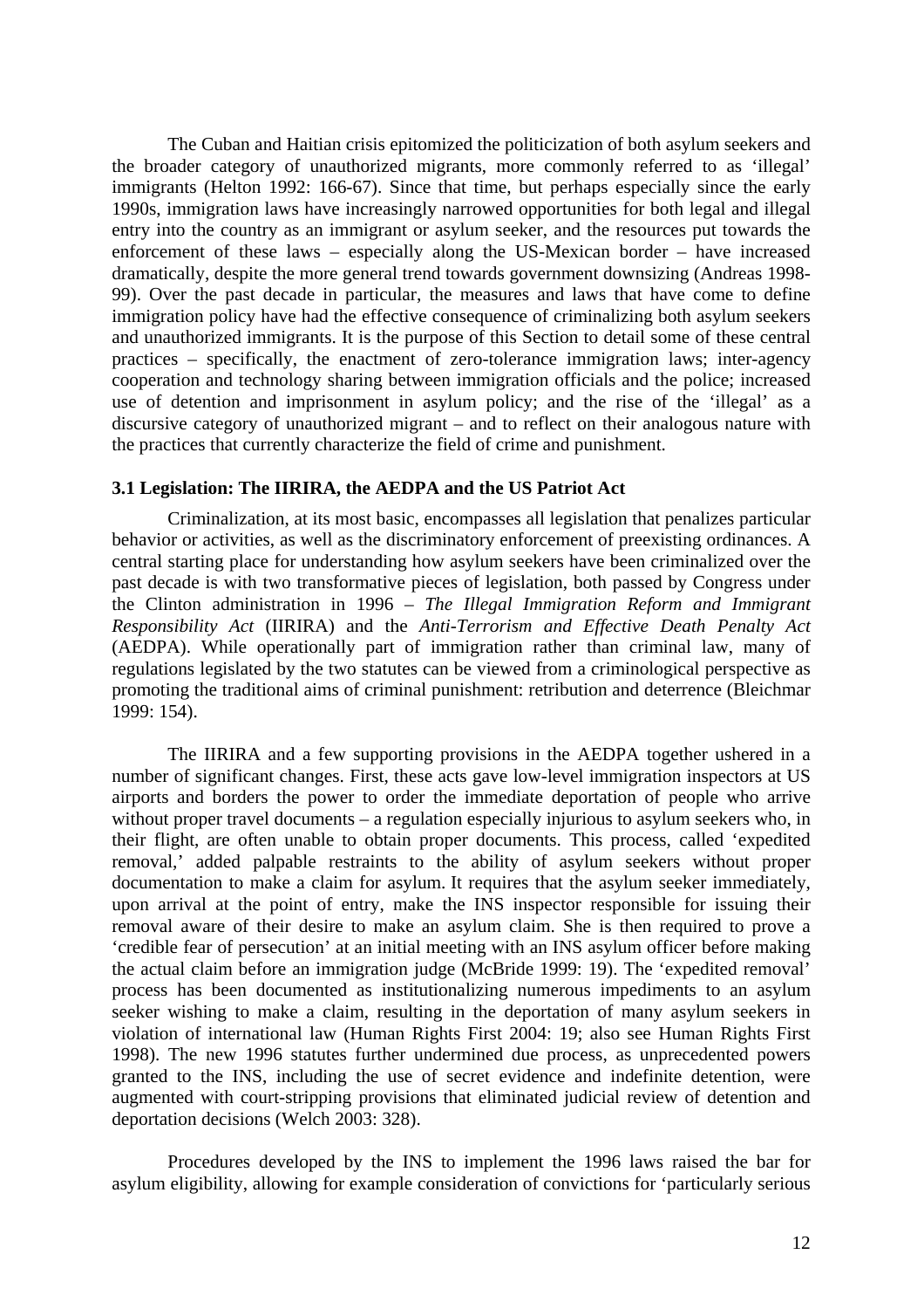The Cuban and Haitian crisis epitomized the politicization of both asylum seekers and the broader category of unauthorized migrants, more commonly referred to as 'illegal' immigrants (Helton 1992: 166-67). Since that time, but perhaps especially since the early 1990s, immigration laws have increasingly narrowed opportunities for both legal and illegal entry into the country as an immigrant or asylum seeker, and the resources put towards the enforcement of these laws – especially along the US-Mexican border – have increased dramatically, despite the more general trend towards government downsizing (Andreas 1998-99). Over the past decade in particular, the measures and laws that have come to define immigration policy have had the effective consequence of criminalizing both asylum seekers and unauthorized immigrants. It is the purpose of this Section to detail some of these central practices – specifically, the enactment of zero-tolerance immigration laws; inter-agency cooperation and technology sharing between immigration officials and the police; increased use of detention and imprisonment in asylum policy; and the rise of the 'illegal' as a discursive category of unauthorized migrant – and to reflect on their analogous nature with the practices that currently characterize the field of crime and punishment.

### 3.1 Legislation: The IIRIRA, the AEDPA and the US Patriot Act

Criminalization, at its most basic, encompasses all legislation that penalizes particular behavior or activities, as well as the discriminatory enforcement of preexisting ordinances. A central starting place for understanding how asylum seekers have been criminalized over the past decade is with two transformative pieces of legislation, both passed by Congress under the Clinton administration in 1996 – *The Illegal Immigration Reform and Immigrant Responsibility Act* (IIRIRA) and the *Anti-Terrorism and Effective Death Penalty Act* (AEDPA). While operationally part of immigration rather than criminal law, many of regulations legislated by the two statutes can be viewed from a criminological perspective as promoting the traditional aims of criminal punishment: retribution and deterrence (Bleichmar 1999: 154).

The IIRIRA and a few supporting provisions in the AEDPA together ushered in a number of significant changes. First, these acts gave low-level immigration inspectors at US airports and borders the power to order the immediate deportation of people who arrive without proper travel documents – a regulation especially injurious to asylum seekers who, in their flight, are often unable to obtain proper documents. This process, called 'expedited removal,' added palpable restraints to the ability of asylum seekers without proper documentation to make a claim for asylum. It requires that the asylum seeker immediately, upon arrival at the point of entry, make the INS inspector responsible for issuing their removal aware of their desire to make an asylum claim. She is then required to prove a 'credible fear of persecution' at an initial meeting with an INS asylum officer before making the actual claim before an immigration judge (McBride 1999: 19). The 'expedited removal' process has been documented as institutionalizing numerous impediments to an asylum seeker wishing to make a claim, resulting in the deportation of many asylum seekers in violation of international law (Human Rights First 2004: 19; also see Human Rights First 1998). The new 1996 statutes further undermined due process, as unprecedented powers granted to the INS, including the use of secret evidence and indefinite detention, were augmented with court-stripping provisions that eliminated judicial review of detention and deportation decisions (Welch 2003: 328).

Procedures developed by the INS to implement the 1996 laws raised the bar for asylum eligibility, allowing for example consideration of convictions for 'particularly serious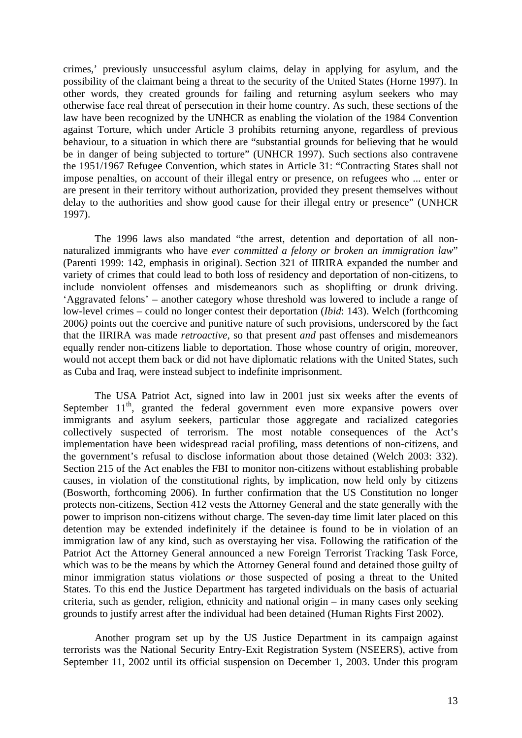crimes,' previously unsuccessful asylum claims, delay in applying for asylum, and the possibility of the claimant being a threat to the security of the United States (Horne 1997). In other words, they created grounds for failing and returning asylum seekers who may otherwise face real threat of persecution in their home country. As such, these sections of the law have been recognized by the UNHCR as enabling the violation of the 1984 Convention against Torture, which under Article 3 prohibits returning anyone, regardless of previous behaviour, to a situation in which there are "substantial grounds for believing that he would be in danger of being subjected to torture" (UNHCR 1997). Such sections also contravene the 1951/1967 Refugee Convention, which states in Article 31: "Contracting States shall not impose penalties, on account of their illegal entry or presence, on refugees who ... enter or are present in their territory without authorization, provided they present themselves without delay to the authorities and show good cause for their illegal entry or presence" (UNHCR 1997).

The 1996 laws also mandated "the arrest, detention and deportation of all non-naturalized immigrants who have *ever committed a felony or broken an immigration law*" (Parenti 1999: 142, emphasis in original). Section 321 of IIRIRA expanded the number and variety of crimes that could lead to both loss of residency and deportation of non-citizens, to include nonviolent offenses and misdemeanors such as shoplifting or drunk driving. 'Aggravated felons' – another category whose threshold was lowered to include a range of low-level crimes – could no longer contest their deportation (*Ibid*: 143). Welch (forthcoming 2006) points out the coercive and punitive nature of such provisions, underscored by the fact that the IIRIRA was made *retroactive*, so that present *and* past offenses and misdemeanors equally render non-citizens liable to deportation. Those whose country of origin, moreover, would not accept them back or did not have diplomatic relations with the United States, such as Cuba and Iraq, were instead subject to indefinite imprisonment.

The USA Patriot Act, signed into law in 2001 just six weeks after the events of September 11th, granted the federal government even more expansive powers over immigrants and asylum seekers, particular those aggregate and racialized categories collectively suspected of terrorism. The most notable consequences of the Act's implementation have been widespread racial profiling, mass detentions of non-citizens, and the government's refusal to disclose information about those detained (Welch 2003: 332). Section 215 of the Act enables the FBI to monitor non-citizens without establishing probable causes, in violation of the constitutional rights, by implication, now held only by citizens (Bosworth, forthcoming 2006). In further confirmation that the US Constitution no longer protects non-citizens, Section 412 vests the Attorney General and the state generally with the power to imprison non-citizens without charge. The seven-day time limit later placed on this detention may be extended indefinitely if the detainee is found to be in violation of an immigration law of any kind, such as overstaying her visa. Following the ratification of the Patriot Act the Attorney General announced a new Foreign Terrorist Tracking Task Force, which was to be the means by which the Attorney General found and detained those guilty of minor immigration status violations *or* those suspected of posing a threat to the United States. To this end the Justice Department has targeted individuals on the basis of actuarial criteria, such as gender, religion, ethnicity and national origin – in many cases only seeking grounds to justify arrest after the individual had been detained (Human Rights First 2002).

Another program set up by the US Justice Department in its campaign against terrorists was the National Security Entry-Exit Registration System (NSEERS), active from September 11, 2002 until its official suspension on December 1, 2003. Under this program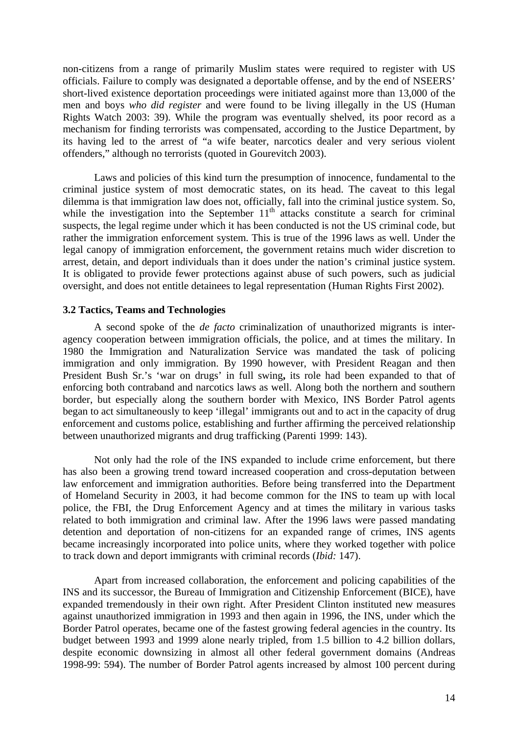non-citizens from a range of primarily Muslim states were required to register with US officials. Failure to comply was designated a deportable offense, and by the end of NSEERS' short-lived existence deportation proceedings were initiated against more than 13,000 of the men and boys *who did register* and were found to be living illegally in the US (Human Rights Watch 2003: 39). While the program was eventually shelved, its poor record as a mechanism for finding terrorists was compensated, according to the Justice Department, by its having led to the arrest of "a wife beater, narcotics dealer and very serious violent offenders," although no terrorists (quoted in Gourevitch 2003).

Laws and policies of this kind turn the presumption of innocence, fundamental to the criminal justice system of most democratic states, on its head. The caveat to this legal dilemma is that immigration law does not, officially, fall into the criminal justice system. So, while the investigation into the September 11th attacks constitute a search for criminal suspects, the legal regime under which it has been conducted is not the US criminal code, but rather the immigration enforcement system. This is true of the 1996 laws as well. Under the legal canopy of immigration enforcement, the government retains much wider discretion to arrest, detain, and deport individuals than it does under the nation's criminal justice system. It is obligated to provide fewer protections against abuse of such powers, such as judicial oversight, and does not entitle detainees to legal representation (Human Rights First 2002).

### 3.2 Tactics, Teams and Technologies

A second spoke of the *de facto* criminalization of unauthorized migrants is inter-agency cooperation between immigration officials, the police, and at times the military. In 1980 the Immigration and Naturalization Service was mandated the task of policing immigration and only immigration. By 1990 however, with President Reagan and then President Bush Sr.'s 'war on drugs' in full swing**,** its role had been expanded to that of enforcing both contraband and narcotics laws as well. Along both the northern and southern border, but especially along the southern border with Mexico, INS Border Patrol agents began to act simultaneously to keep 'illegal' immigrants out and to act in the capacity of drug enforcement and customs police, establishing and further affirming the perceived relationship between unauthorized migrants and drug trafficking (Parenti 1999: 143).

Not only had the role of the INS expanded to include crime enforcement, but there has also been a growing trend toward increased cooperation and cross-deputation between law enforcement and immigration authorities. Before being transferred into the Department of Homeland Security in 2003, it had become common for the INS to team up with local police, the FBI, the Drug Enforcement Agency and at times the military in various tasks related to both immigration and criminal law. After the 1996 laws were passed mandating detention and deportation of non-citizens for an expanded range of crimes, INS agents became increasingly incorporated into police units, where they worked together with police to track down and deport immigrants with criminal records (*Ibid:* 147).

Apart from increased collaboration, the enforcement and policing capabilities of the INS and its successor, the Bureau of Immigration and Citizenship Enforcement (BICE), have expanded tremendously in their own right. After President Clinton instituted new measures against unauthorized immigration in 1993 and then again in 1996, the INS, under which the Border Patrol operates, became one of the fastest growing federal agencies in the country. Its budget between 1993 and 1999 alone nearly tripled, from 1.5 billion to 4.2 billion dollars, despite economic downsizing in almost all other federal government domains (Andreas 1998-99: 594). The number of Border Patrol agents increased by almost 100 percent during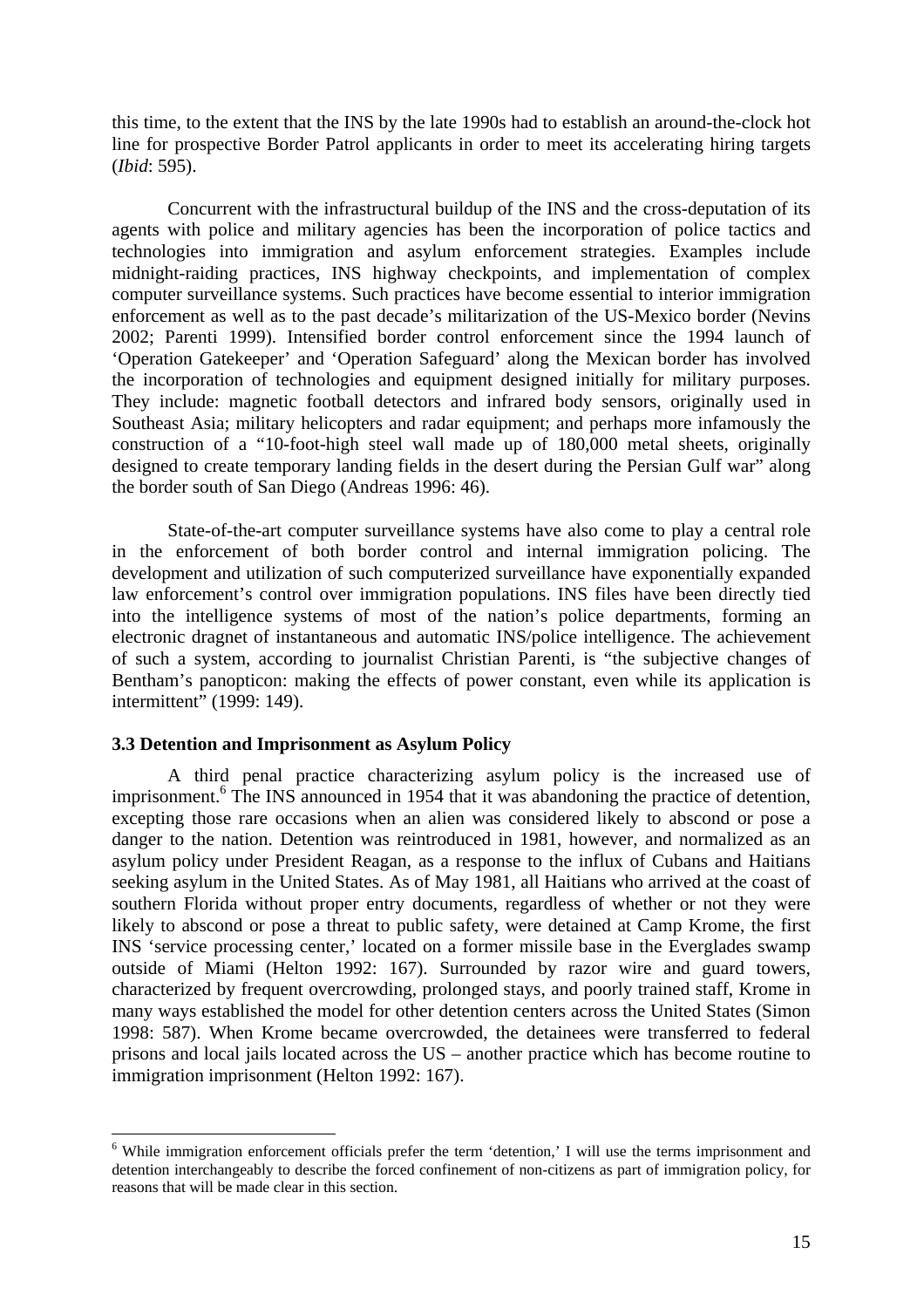this time, to the extent that the INS by the late 1990s had to establish an around-the-clock hot line for prospective Border Patrol applicants in order to meet its accelerating hiring targets (*Ibid*: 595).

Concurrent with the infrastructural buildup of the INS and the cross-deputation of its agents with police and military agencies has been the incorporation of police tactics and technologies into immigration and asylum enforcement strategies. Examples include midnight-raiding practices, INS highway checkpoints, and implementation of complex computer surveillance systems. Such practices have become essential to interior immigration enforcement as well as to the past decade's militarization of the US-Mexico border (Nevins 2002; Parenti 1999). Intensified border control enforcement since the 1994 launch of 'Operation Gatekeeper' and 'Operation Safeguard' along the Mexican border has involved the incorporation of technologies and equipment designed initially for military purposes. They include: magnetic football detectors and infrared body sensors, originally used in Southeast Asia; military helicopters and radar equipment; and perhaps more infamously the construction of a "10-foot-high steel wall made up of 180,000 metal sheets, originally designed to create temporary landing fields in the desert during the Persian Gulf war" along the border south of San Diego (Andreas 1996: 46).

State-of-the-art computer surveillance systems have also come to play a central role in the enforcement of both border control and internal immigration policing. The development and utilization of such computerized surveillance have exponentially expanded law enforcement's control over immigration populations. INS files have been directly tied into the intelligence systems of most of the nation's police departments, forming an electronic dragnet of instantaneous and automatic INS/police intelligence. The achievement of such a system, according to journalist Christian Parenti, is "the subjective changes of Bentham's panopticon: making the effects of power constant, even while its application is intermittent" (1999: 149).

### 3.3 Detention and Imprisonment as Asylum Policy

A third penal practice characterizing asylum policy is the increased use of imprisonment.[6] The INS announced in 1954 that it was abandoning the practice of detention, excepting those rare occasions when an alien was considered likely to abscond or pose a danger to the nation. Detention was reintroduced in 1981, however, and normalized as an asylum policy under President Reagan, as a response to the influx of Cubans and Haitians seeking asylum in the United States. As of May 1981, all Haitians who arrived at the coast of southern Florida without proper entry documents, regardless of whether or not they were likely to abscond or pose a threat to public safety, were detained at Camp Krome, the first INS 'service processing center,' located on a former missile base in the Everglades swamp outside of Miami (Helton 1992: 167). Surrounded by razor wire and guard towers, characterized by frequent overcrowding, prolonged stays, and poorly trained staff, Krome in many ways established the model for other detention centers across the United States (Simon 1998: 587). When Krome became overcrowded, the detainees were transferred to federal prisons and local jails located across the US – another practice which has become routine to immigration imprisonment (Helton 1992: 167).

[6] While immigration enforcement officials prefer the term 'detention,' I will use the terms imprisonment and detention interchangeably to describe the forced confinement of non-citizens as part of immigration policy, for reasons that will be made clear in this section.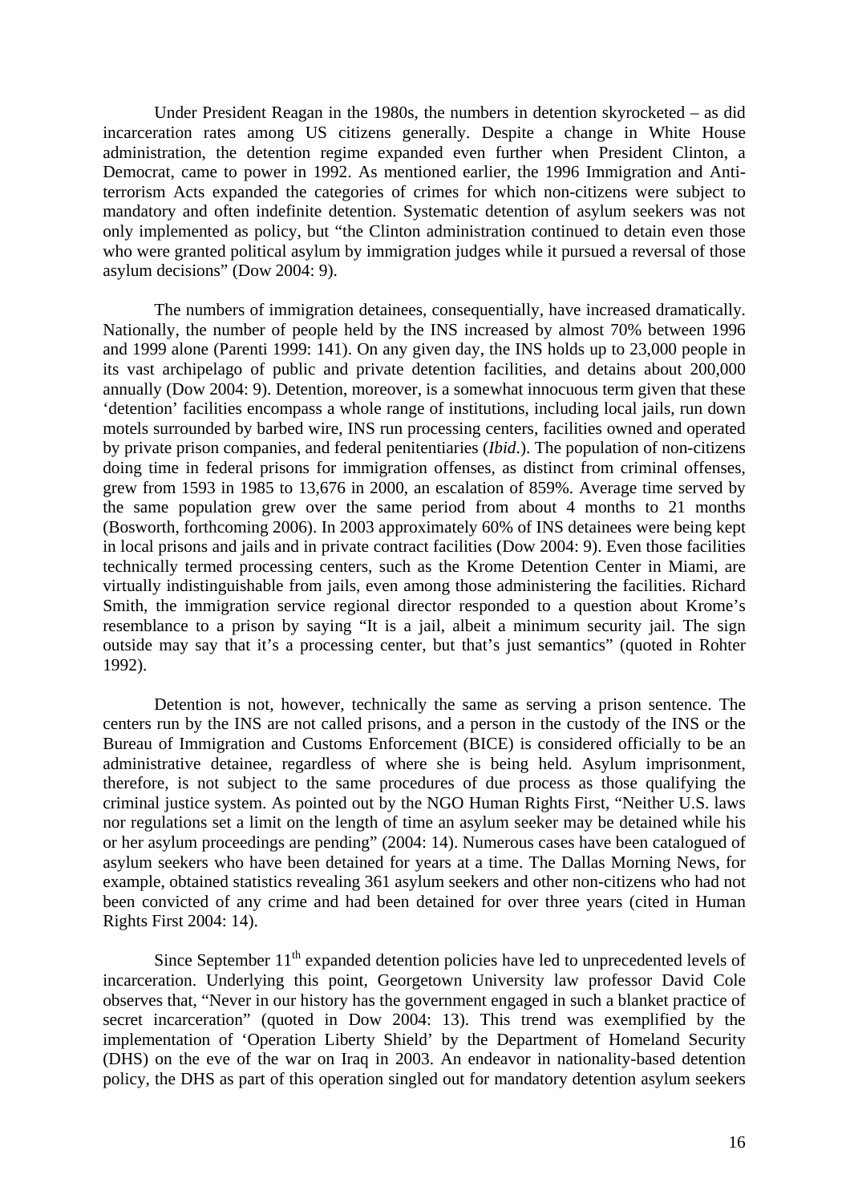Under President Reagan in the 1980s, the numbers in detention skyrocketed – as did incarceration rates among US citizens generally. Despite a change in White House administration, the detention regime expanded even further when President Clinton, a Democrat, came to power in 1992. As mentioned earlier, the 1996 Immigration and Anti-terrorism Acts expanded the categories of crimes for which non-citizens were subject to mandatory and often indefinite detention. Systematic detention of asylum seekers was not only implemented as policy, but "the Clinton administration continued to detain even those who were granted political asylum by immigration judges while it pursued a reversal of those asylum decisions" (Dow 2004: 9).

The numbers of immigration detainees, consequentially, have increased dramatically. Nationally, the number of people held by the INS increased by almost 70% between 1996 and 1999 alone (Parenti 1999: 141). On any given day, the INS holds up to 23,000 people in its vast archipelago of public and private detention facilities, and detains about 200,000 annually (Dow 2004: 9). Detention, moreover, is a somewhat innocuous term given that these 'detention' facilities encompass a whole range of institutions, including local jails, run down motels surrounded by barbed wire, INS run processing centers, facilities owned and operated by private prison companies, and federal penitentiaries (*Ibid*.). The population of non-citizens doing time in federal prisons for immigration offenses, as distinct from criminal offenses, grew from 1593 in 1985 to 13,676 in 2000, an escalation of 859%. Average time served by the same population grew over the same period from about 4 months to 21 months (Bosworth, forthcoming 2006). In 2003 approximately 60% of INS detainees were being kept in local prisons and jails and in private contract facilities (Dow 2004: 9). Even those facilities technically termed processing centers, such as the Krome Detention Center in Miami, are virtually indistinguishable from jails, even among those administering the facilities. Richard Smith, the immigration service regional director responded to a question about Krome's resemblance to a prison by saying "It is a jail, albeit a minimum security jail. The sign outside may say that it's a processing center, but that's just semantics" (quoted in Rohter 1992).

Detention is not, however, technically the same as serving a prison sentence. The centers run by the INS are not called prisons, and a person in the custody of the INS or the Bureau of Immigration and Customs Enforcement (BICE) is considered officially to be an administrative detainee, regardless of where she is being held. Asylum imprisonment, therefore, is not subject to the same procedures of due process as those qualifying the criminal justice system. As pointed out by the NGO Human Rights First, "Neither U.S. laws nor regulations set a limit on the length of time an asylum seeker may be detained while his or her asylum proceedings are pending" (2004: 14). Numerous cases have been catalogued of asylum seekers who have been detained for years at a time. The Dallas Morning News, for example, obtained statistics revealing 361 asylum seekers and other non-citizens who had not been convicted of any crime and had been detained for over three years (cited in Human Rights First 2004: 14).

Since September 11th expanded detention policies have led to unprecedented levels of incarceration. Underlying this point, Georgetown University law professor David Cole observes that, "Never in our history has the government engaged in such a blanket practice of secret incarceration" (quoted in Dow 2004: 13). This trend was exemplified by the implementation of 'Operation Liberty Shield' by the Department of Homeland Security (DHS) on the eve of the war on Iraq in 2003. An endeavor in nationality-based detention policy, the DHS as part of this operation singled out for mandatory detention asylum seekers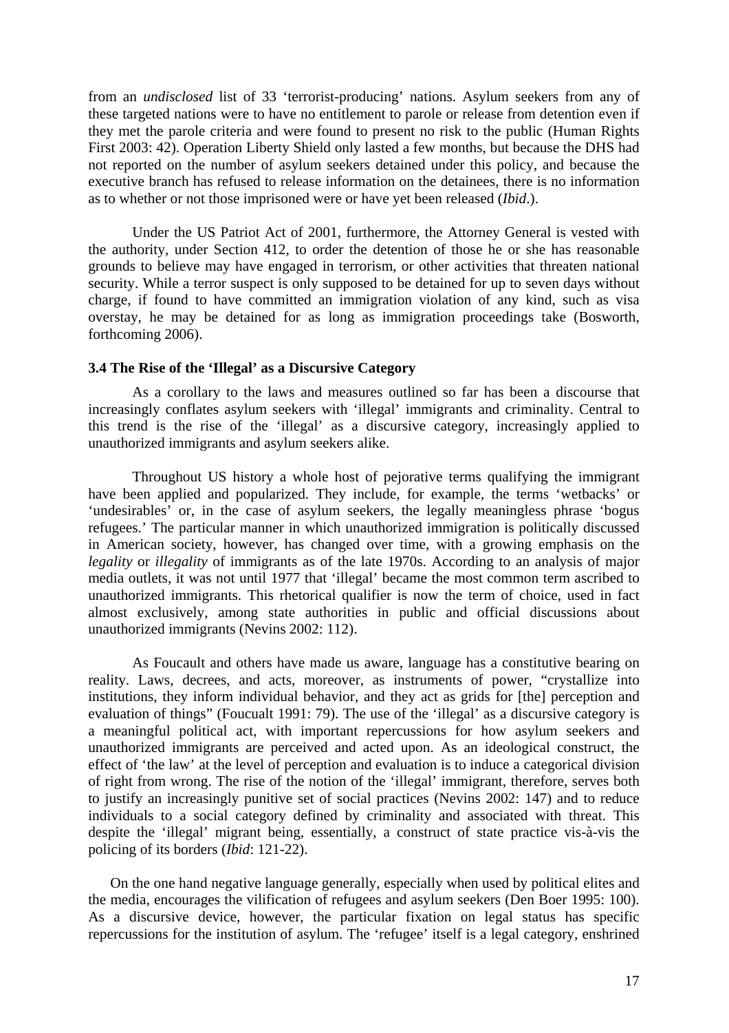from an *undisclosed* list of 33 'terrorist-producing' nations. Asylum seekers from any of these targeted nations were to have no entitlement to parole or release from detention even if they met the parole criteria and were found to present no risk to the public (Human Rights First 2003: 42). Operation Liberty Shield only lasted a few months, but because the DHS had not reported on the number of asylum seekers detained under this policy, and because the executive branch has refused to release information on the detainees, there is no information as to whether or not those imprisoned were or have yet been released (*Ibid*.).

Under the US Patriot Act of 2001, furthermore, the Attorney General is vested with the authority, under Section 412, to order the detention of those he or she has reasonable grounds to believe may have engaged in terrorism, or other activities that threaten national security. While a terror suspect is only supposed to be detained for up to seven days without charge, if found to have committed an immigration violation of any kind, such as visa overstay, he may be detained for as long as immigration proceedings take (Bosworth, forthcoming 2006).

### 3.4 The Rise of the 'Illegal' as a Discursive Category

As a corollary to the laws and measures outlined so far has been a discourse that increasingly conflates asylum seekers with 'illegal' immigrants and criminality. Central to this trend is the rise of the 'illegal' as a discursive category, increasingly applied to unauthorized immigrants and asylum seekers alike.

Throughout US history a whole host of pejorative terms qualifying the immigrant have been applied and popularized. They include, for example, the terms 'wetbacks' or 'undesirables' or, in the case of asylum seekers, the legally meaningless phrase 'bogus refugees.' The particular manner in which unauthorized immigration is politically discussed in American society, however, has changed over time, with a growing emphasis on the *legality* or *illegality* of immigrants as of the late 1970s. According to an analysis of major media outlets, it was not until 1977 that 'illegal' became the most common term ascribed to unauthorized immigrants. This rhetorical qualifier is now the term of choice, used in fact almost exclusively, among state authorities in public and official discussions about unauthorized immigrants (Nevins 2002: 112).

As Foucault and others have made us aware, language has a constitutive bearing on reality. Laws, decrees, and acts, moreover, as instruments of power, "crystallize into institutions, they inform individual behavior, and they act as grids for [the] perception and evaluation of things" (Foucualt 1991: 79). The use of the 'illegal' as a discursive category is a meaningful political act, with important repercussions for how asylum seekers and unauthorized immigrants are perceived and acted upon. As an ideological construct, the effect of 'the law' at the level of perception and evaluation is to induce a categorical division of right from wrong. The rise of the notion of the 'illegal' immigrant, therefore, serves both to justify an increasingly punitive set of social practices (Nevins 2002: 147) and to reduce individuals to a social category defined by criminality and associated with threat. This despite the 'illegal' migrant being, essentially, a construct of state practice vis-à-vis the policing of its borders (*Ibid*: 121-22).

On the one hand negative language generally, especially when used by political elites and the media, encourages the vilification of refugees and asylum seekers (Den Boer 1995: 100). As a discursive device, however, the particular fixation on legal status has specific repercussions for the institution of asylum. The 'refugee' itself is a legal category, enshrined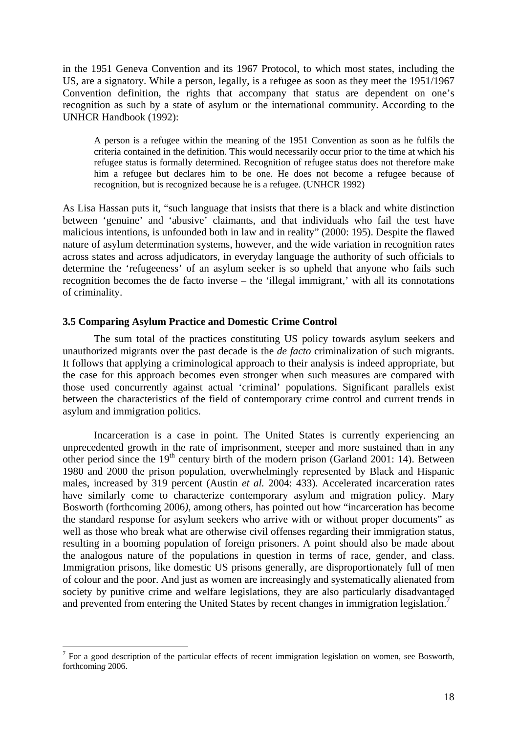in the 1951 Geneva Convention and its 1967 Protocol, to which most states, including the US, are a signatory. While a person, legally, is a refugee as soon as they meet the 1951/1967 Convention definition, the rights that accompany that status are dependent on one's recognition as such by a state of asylum or the international community. According to the UNHCR Handbook (1992):

> A person is a refugee within the meaning of the 1951 Convention as soon as he fulfils the criteria contained in the definition. This would necessarily occur prior to the time at which his refugee status is formally determined. Recognition of refugee status does not therefore make him a refugee but declares him to be one. He does not become a refugee because of recognition, but is recognized because he is a refugee. (UNHCR 1992)

As Lisa Hassan puts it, "such language that insists that there is a black and white distinction between 'genuine' and 'abusive' claimants, and that individuals who fail the test have malicious intentions, is unfounded both in law and in reality" (2000: 195). Despite the flawed nature of asylum determination systems, however, and the wide variation in recognition rates across states and across adjudicators, in everyday language the authority of such officials to determine the 'refugeeness' of an asylum seeker is so upheld that anyone who fails such recognition becomes the de facto inverse – the 'illegal immigrant,' with all its connotations of criminality.

### 3.5 Comparing Asylum Practice and Domestic Crime Control

The sum total of the practices constituting US policy towards asylum seekers and unauthorized migrants over the past decade is the *de facto* criminalization of such migrants. It follows that applying a criminological approach to their analysis is indeed appropriate, but the case for this approach becomes even stronger when such measures are compared with those used concurrently against actual 'criminal' populations. Significant parallels exist between the characteristics of the field of contemporary crime control and current trends in asylum and immigration politics.

Incarceration is a case in point. The United States is currently experiencing an unprecedented growth in the rate of imprisonment, steeper and more sustained than in any other period since the 19th century birth of the modern prison (Garland 2001: 14). Between 1980 and 2000 the prison population, overwhelmingly represented by Black and Hispanic males, increased by 319 percent (Austin *et al.* 2004: 433). Accelerated incarceration rates have similarly come to characterize contemporary asylum and migration policy. Mary Bosworth (forthcoming 2006), among others, has pointed out how "incarceration has become the standard response for asylum seekers who arrive with or without proper documents" as well as those who break what are otherwise civil offenses regarding their immigration status, resulting in a booming population of foreign prisoners. A point should also be made about the analogous nature of the populations in question in terms of race, gender, and class. Immigration prisons, like domestic US prisons generally, are disproportionately full of men of colour and the poor. And just as women are increasingly and systematically alienated from society by punitive crime and welfare legislations, they are also particularly disadvantaged and prevented from entering the United States by recent changes in immigration legislation.[7]

[7] For a good description of the particular effects of recent immigration legislation on women, see Bosworth, forthcoming 2006.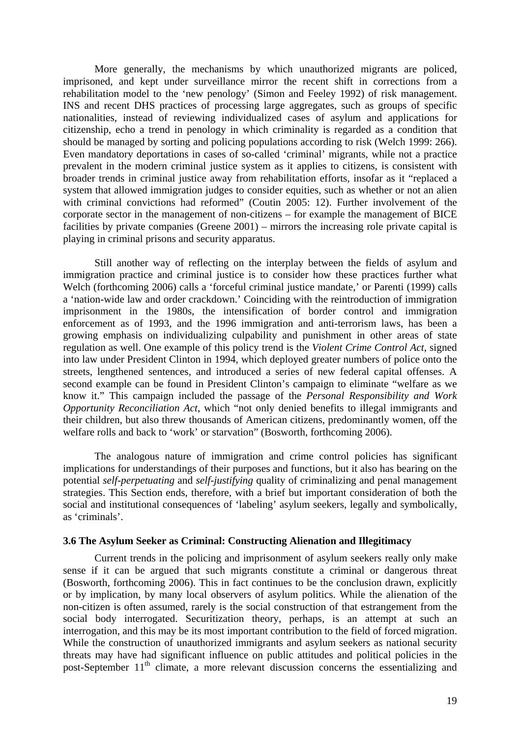More generally, the mechanisms by which unauthorized migrants are policed, imprisoned, and kept under surveillance mirror the recent shift in corrections from a rehabilitation model to the 'new penology' (Simon and Feeley 1992) of risk management. INS and recent DHS practices of processing large aggregates, such as groups of specific nationalities, instead of reviewing individualized cases of asylum and applications for citizenship, echo a trend in penology in which criminality is regarded as a condition that should be managed by sorting and policing populations according to risk (Welch 1999: 266). Even mandatory deportations in cases of so-called 'criminal' migrants, while not a practice prevalent in the modern criminal justice system as it applies to citizens, is consistent with broader trends in criminal justice away from rehabilitation efforts, insofar as it "replaced a system that allowed immigration judges to consider equities, such as whether or not an alien with criminal convictions had reformed" (Coutin 2005: 12). Further involvement of the corporate sector in the management of non-citizens – for example the management of BICE facilities by private companies (Greene 2001) – mirrors the increasing role private capital is playing in criminal prisons and security apparatus.

Still another way of reflecting on the interplay between the fields of asylum and immigration practice and criminal justice is to consider how these practices further what Welch (forthcoming 2006) calls a 'forceful criminal justice mandate,' or Parenti (1999) calls a 'nation-wide law and order crackdown.' Coinciding with the reintroduction of immigration imprisonment in the 1980s, the intensification of border control and immigration enforcement as of 1993, and the 1996 immigration and anti-terrorism laws, has been a growing emphasis on individualizing culpability and punishment in other areas of state regulation as well. One example of this policy trend is the *Violent Crime Control Act*, signed into law under President Clinton in 1994, which deployed greater numbers of police onto the streets, lengthened sentences, and introduced a series of new federal capital offenses. A second example can be found in President Clinton's campaign to eliminate "welfare as we know it." This campaign included the passage of the *Personal Responsibility and Work Opportunity Reconciliation Act*, which "not only denied benefits to illegal immigrants and their children, but also threw thousands of American citizens, predominantly women, off the welfare rolls and back to 'work' or starvation" (Bosworth, forthcoming 2006).

The analogous nature of immigration and crime control policies has significant implications for understandings of their purposes and functions, but it also has bearing on the potential *self-perpetuating* and *self-justifying* quality of criminalizing and penal management strategies. This Section ends, therefore, with a brief but important consideration of both the social and institutional consequences of 'labeling' asylum seekers, legally and symbolically, as 'criminals'.

### 3.6 The Asylum Seeker as Criminal: Constructing Alienation and Illegitimacy

Current trends in the policing and imprisonment of asylum seekers really only make sense if it can be argued that such migrants constitute a criminal or dangerous threat (Bosworth, forthcoming 2006). This in fact continues to be the conclusion drawn, explicitly or by implication, by many local observers of asylum politics. While the alienation of the non-citizen is often assumed, rarely is the social construction of that estrangement from the social body interrogated. Securitization theory, perhaps, is an attempt at such an interrogation, and this may be its most important contribution to the field of forced migration. While the construction of unauthorized immigrants and asylum seekers as national security threats may have had significant influence on public attitudes and political policies in the post-September 11th climate, a more relevant discussion concerns the essentializing and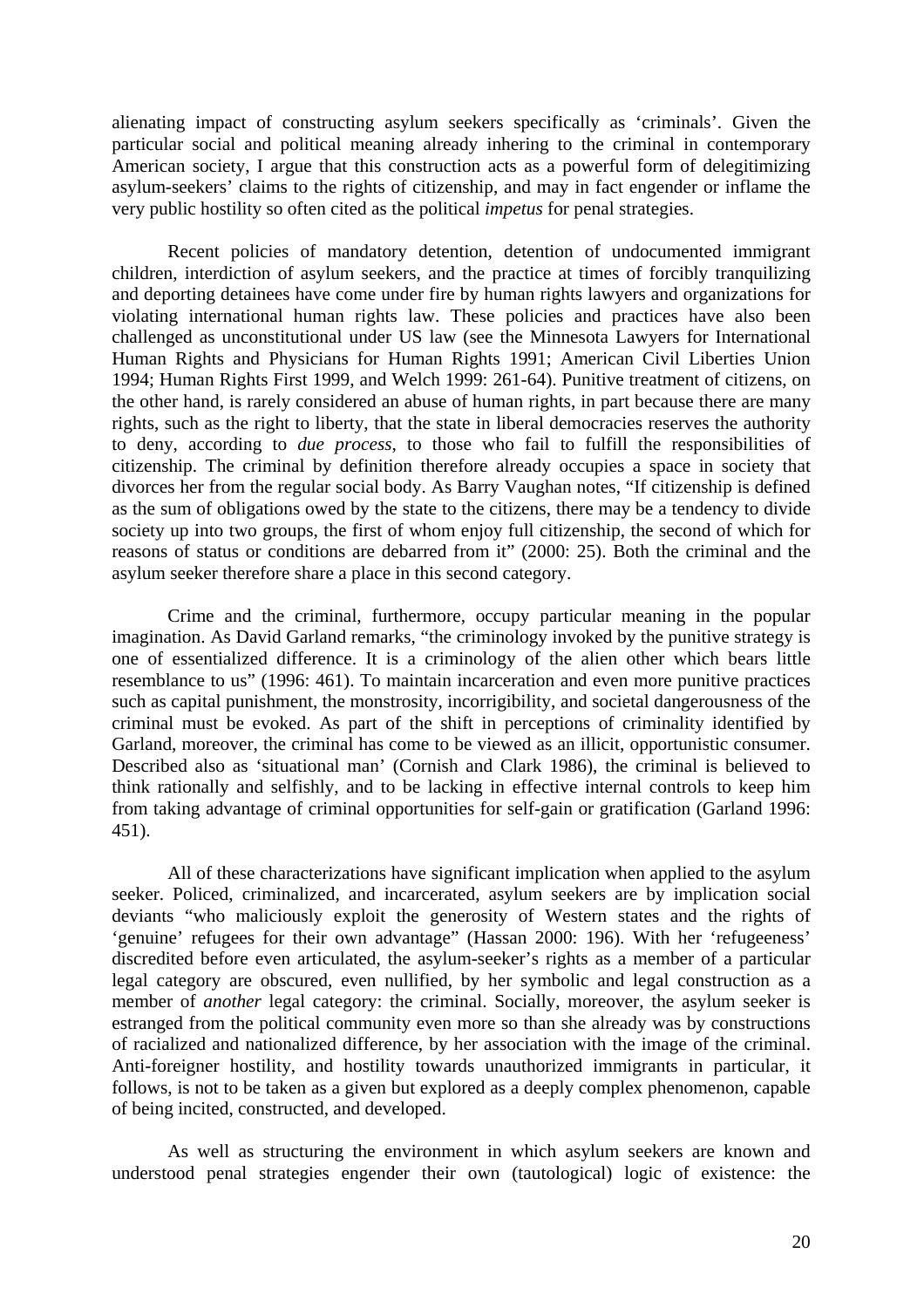alienating impact of constructing asylum seekers specifically as 'criminals'. Given the particular social and political meaning already inhering to the criminal in contemporary American society, I argue that this construction acts as a powerful form of delegitimizing asylum-seekers' claims to the rights of citizenship, and may in fact engender or inflame the very public hostility so often cited as the political *impetus* for penal strategies.

Recent policies of mandatory detention, detention of undocumented immigrant children, interdiction of asylum seekers, and the practice at times of forcibly tranquilizing and deporting detainees have come under fire by human rights lawyers and organizations for violating international human rights law. These policies and practices have also been challenged as unconstitutional under US law (see the Minnesota Lawyers for International Human Rights and Physicians for Human Rights 1991; American Civil Liberties Union 1994; Human Rights First 1999, and Welch 1999: 261-64). Punitive treatment of citizens, on the other hand, is rarely considered an abuse of human rights, in part because there are many rights, such as the right to liberty, that the state in liberal democracies reserves the authority to deny, according to *due process*, to those who fail to fulfill the responsibilities of citizenship. The criminal by definition therefore already occupies a space in society that divorces her from the regular social body. As Barry Vaughan notes, "If citizenship is defined as the sum of obligations owed by the state to the citizens, there may be a tendency to divide society up into two groups, the first of whom enjoy full citizenship, the second of which for reasons of status or conditions are debarred from it" (2000: 25). Both the criminal and the asylum seeker therefore share a place in this second category.

Crime and the criminal, furthermore, occupy particular meaning in the popular imagination. As David Garland remarks, "the criminology invoked by the punitive strategy is one of essentialized difference. It is a criminology of the alien other which bears little resemblance to us" (1996: 461). To maintain incarceration and even more punitive practices such as capital punishment, the monstrosity, incorrigibility, and societal dangerousness of the criminal must be evoked. As part of the shift in perceptions of criminality identified by Garland, moreover, the criminal has come to be viewed as an illicit, opportunistic consumer. Described also as 'situational man' (Cornish and Clark 1986), the criminal is believed to think rationally and selfishly, and to be lacking in effective internal controls to keep him from taking advantage of criminal opportunities for self-gain or gratification (Garland 1996: 451).

All of these characterizations have significant implication when applied to the asylum seeker. Policed, criminalized, and incarcerated, asylum seekers are by implication social deviants "who maliciously exploit the generosity of Western states and the rights of 'genuine' refugees for their own advantage" (Hassan 2000: 196). With her 'refugeeness' discredited before even articulated, the asylum-seeker's rights as a member of a particular legal category are obscured, even nullified, by her symbolic and legal construction as a member of *another* legal category: the criminal. Socially, moreover, the asylum seeker is estranged from the political community even more so than she already was by constructions of racialized and nationalized difference, by her association with the image of the criminal. Anti-foreigner hostility, and hostility towards unauthorized immigrants in particular, it follows, is not to be taken as a given but explored as a deeply complex phenomenon, capable of being incited, constructed, and developed.

As well as structuring the environment in which asylum seekers are known and understood penal strategies engender their own (tautological) logic of existence: the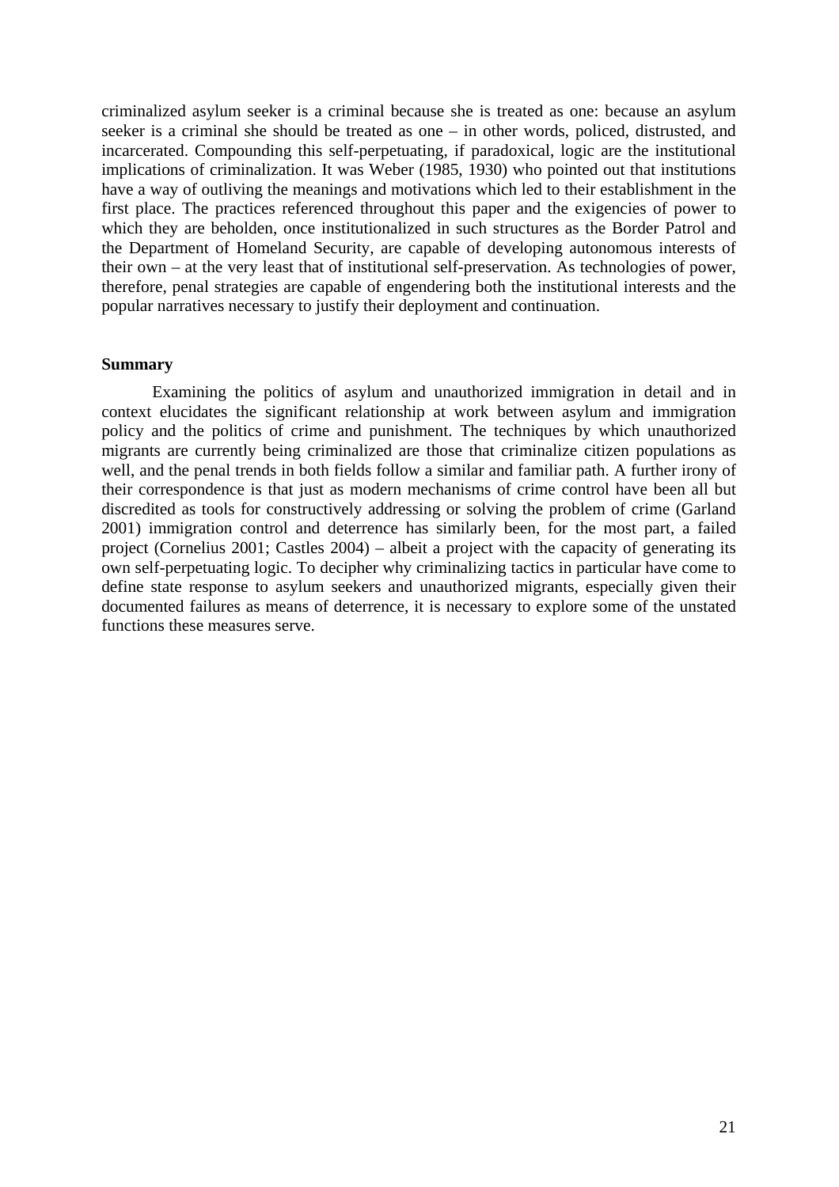criminalized asylum seeker is a criminal because she is treated as one: because an asylum seeker is a criminal she should be treated as one – in other words, policed, distrusted, and incarcerated. Compounding this self-perpetuating, if paradoxical, logic are the institutional implications of criminalization. It was Weber (1985, 1930) who pointed out that institutions have a way of outliving the meanings and motivations which led to their establishment in the first place. The practices referenced throughout this paper and the exigencies of power to which they are beholden, once institutionalized in such structures as the Border Patrol and the Department of Homeland Security, are capable of developing autonomous interests of their own – at the very least that of institutional self-preservation. As technologies of power, therefore, penal strategies are capable of engendering both the institutional interests and the popular narratives necessary to justify their deployment and continuation.

**Summary**

Examining the politics of asylum and unauthorized immigration in detail and in context elucidates the significant relationship at work between asylum and immigration policy and the politics of crime and punishment. The techniques by which unauthorized migrants are currently being criminalized are those that criminalize citizen populations as well, and the penal trends in both fields follow a similar and familiar path. A further irony of their correspondence is that just as modern mechanisms of crime control have been all but discredited as tools for constructively addressing or solving the problem of crime (Garland 2001) immigration control and deterrence has similarly been, for the most part, a failed project (Cornelius 2001; Castles 2004) – albeit a project with the capacity of generating its own self-perpetuating logic. To decipher why criminalizing tactics in particular have come to define state response to asylum seekers and unauthorized migrants, especially given their documented failures as means of deterrence, it is necessary to explore some of the unstated functions these measures serve.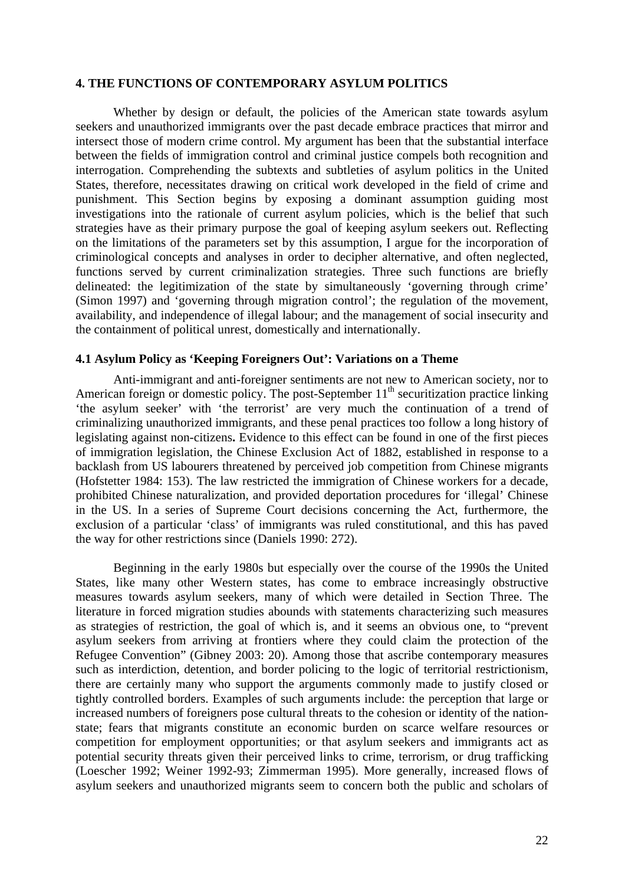## 4. THE FUNCTIONS OF CONTEMPORARY ASYLUM POLITICS

Whether by design or default, the policies of the American state towards asylum seekers and unauthorized immigrants over the past decade embrace practices that mirror and intersect those of modern crime control. My argument has been that the substantial interface between the fields of immigration control and criminal justice compels both recognition and interrogation. Comprehending the subtexts and subtleties of asylum politics in the United States, therefore, necessitates drawing on critical work developed in the field of crime and punishment. This Section begins by exposing a dominant assumption guiding most investigations into the rationale of current asylum policies, which is the belief that such strategies have as their primary purpose the goal of keeping asylum seekers out. Reflecting on the limitations of the parameters set by this assumption, I argue for the incorporation of criminological concepts and analyses in order to decipher alternative, and often neglected, functions served by current criminalization strategies. Three such functions are briefly delineated: the legitimization of the state by simultaneously 'governing through crime' (Simon 1997) and 'governing through migration control'; the regulation of the movement, availability, and independence of illegal labour; and the management of social insecurity and the containment of political unrest, domestically and internationally.

### 4.1 Asylum Policy as 'Keeping Foreigners Out': Variations on a Theme

Anti-immigrant and anti-foreigner sentiments are not new to American society, nor to American foreign or domestic policy. The post-September 11th securitization practice linking 'the asylum seeker' with 'the terrorist' are very much the continuation of a trend of criminalizing unauthorized immigrants, and these penal practices too follow a long history of legislating against non-citizens**.** Evidence to this effect can be found in one of the first pieces of immigration legislation, the Chinese Exclusion Act of 1882, established in response to a backlash from US labourers threatened by perceived job competition from Chinese migrants (Hofstetter 1984: 153). The law restricted the immigration of Chinese workers for a decade, prohibited Chinese naturalization, and provided deportation procedures for 'illegal' Chinese in the US. In a series of Supreme Court decisions concerning the Act, furthermore, the exclusion of a particular 'class' of immigrants was ruled constitutional, and this has paved the way for other restrictions since (Daniels 1990: 272).

Beginning in the early 1980s but especially over the course of the 1990s the United States, like many other Western states, has come to embrace increasingly obstructive measures towards asylum seekers, many of which were detailed in Section Three. The literature in forced migration studies abounds with statements characterizing such measures as strategies of restriction, the goal of which is, and it seems an obvious one, to "prevent asylum seekers from arriving at frontiers where they could claim the protection of the Refugee Convention" (Gibney 2003: 20). Among those that ascribe contemporary measures such as interdiction, detention, and border policing to the logic of territorial restrictionism, there are certainly many who support the arguments commonly made to justify closed or tightly controlled borders. Examples of such arguments include: the perception that large or increased numbers of foreigners pose cultural threats to the cohesion or identity of the nation-state; fears that migrants constitute an economic burden on scarce welfare resources or competition for employment opportunities; or that asylum seekers and immigrants act as potential security threats given their perceived links to crime, terrorism, or drug trafficking (Loescher 1992; Weiner 1992-93; Zimmerman 1995). More generally, increased flows of asylum seekers and unauthorized migrants seem to concern both the public and scholars of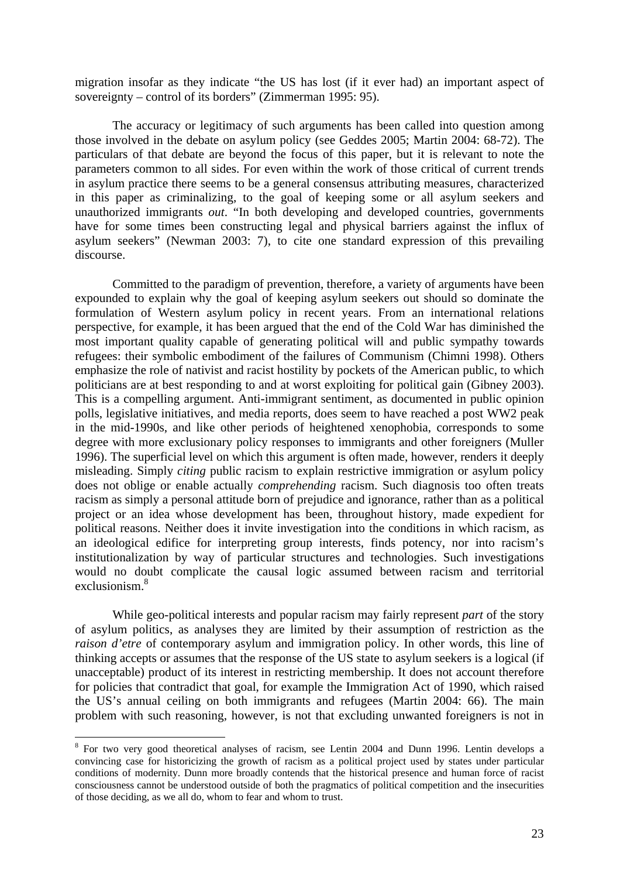migration insofar as they indicate "the US has lost (if it ever had) an important aspect of sovereignty – control of its borders" (Zimmerman 1995: 95).

The accuracy or legitimacy of such arguments has been called into question among those involved in the debate on asylum policy (see Geddes 2005; Martin 2004: 68-72). The particulars of that debate are beyond the focus of this paper, but it is relevant to note the parameters common to all sides. For even within the work of those critical of current trends in asylum practice there seems to be a general consensus attributing measures, characterized in this paper as criminalizing, to the goal of keeping some or all asylum seekers and unauthorized immigrants *out*. "In both developing and developed countries, governments have for some times been constructing legal and physical barriers against the influx of asylum seekers" (Newman 2003: 7), to cite one standard expression of this prevailing discourse.

Committed to the paradigm of prevention, therefore, a variety of arguments have been expounded to explain why the goal of keeping asylum seekers out should so dominate the formulation of Western asylum policy in recent years. From an international relations perspective, for example, it has been argued that the end of the Cold War has diminished the most important quality capable of generating political will and public sympathy towards refugees: their symbolic embodiment of the failures of Communism (Chimni 1998). Others emphasize the role of nativist and racist hostility by pockets of the American public, to which politicians are at best responding to and at worst exploiting for political gain (Gibney 2003). This is a compelling argument. Anti-immigrant sentiment, as documented in public opinion polls, legislative initiatives, and media reports, does seem to have reached a post WW2 peak in the mid-1990s, and like other periods of heightened xenophobia, corresponds to some degree with more exclusionary policy responses to immigrants and other foreigners (Muller 1996). The superficial level on which this argument is often made, however, renders it deeply misleading. Simply *citing* public racism to explain restrictive immigration or asylum policy does not oblige or enable actually *comprehending* racism. Such diagnosis too often treats racism as simply a personal attitude born of prejudice and ignorance, rather than as a political project or an idea whose development has been, throughout history, made expedient for political reasons. Neither does it invite investigation into the conditions in which racism, as an ideological edifice for interpreting group interests, finds potency, nor into racism's institutionalization by way of particular structures and technologies. Such investigations would no doubt complicate the causal logic assumed between racism and territorial exclusionism.[8]

While geo-political interests and popular racism may fairly represent *part* of the story of asylum politics, as analyses they are limited by their assumption of restriction as the *raison d'etre* of contemporary asylum and immigration policy. In other words, this line of thinking accepts or assumes that the response of the US state to asylum seekers is a logical (if unacceptable) product of its interest in restricting membership. It does not account therefore for policies that contradict that goal, for example the Immigration Act of 1990, which raised the US's annual ceiling on both immigrants and refugees (Martin 2004: 66). The main problem with such reasoning, however, is not that excluding unwanted foreigners is not in

---

[8] For two very good theoretical analyses of racism, see Lentin 2004 and Dunn 1996. Lentin develops a convincing case for historicizing the growth of racism as a political project used by states under particular conditions of modernity. Dunn more broadly contends that the historical presence and human force of racist consciousness cannot be understood outside of both the pragmatics of political competition and the insecurities of those deciding, as we all do, whom to fear and whom to trust.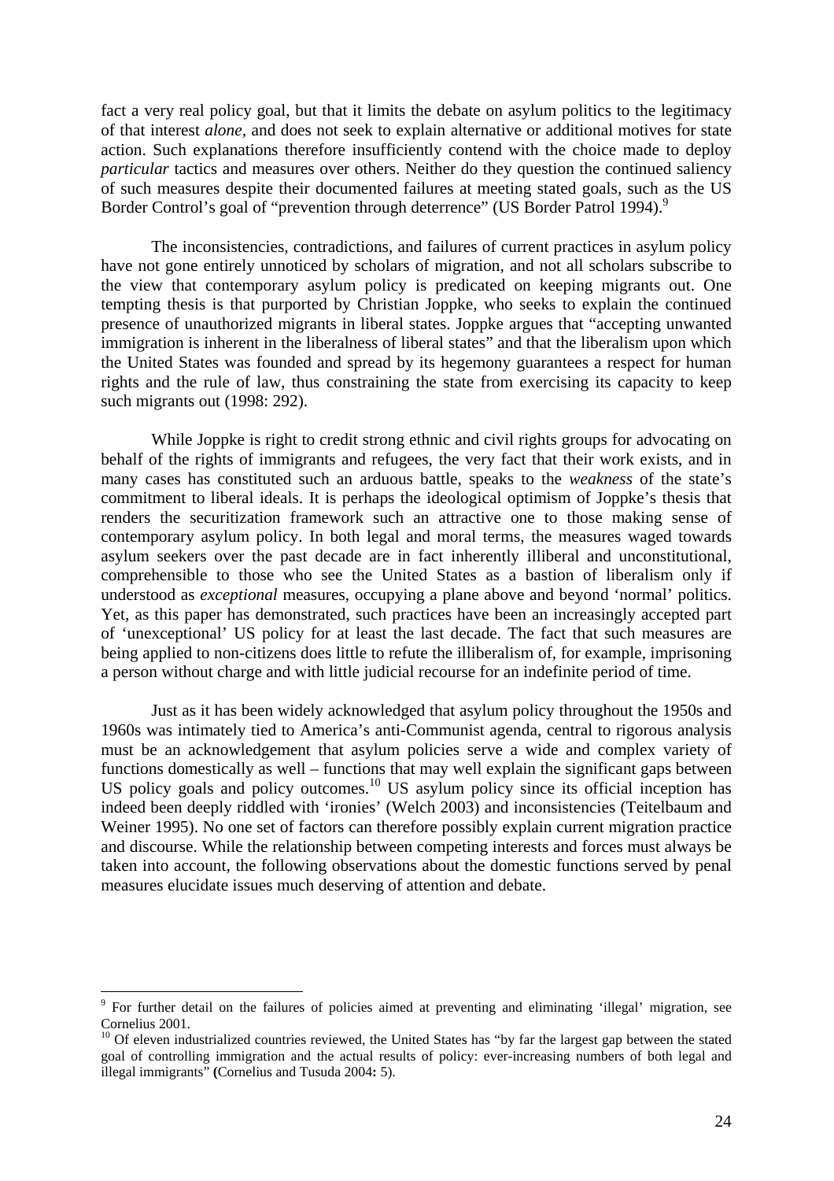fact a very real policy goal, but that it limits the debate on asylum politics to the legitimacy of that interest *alone*, and does not seek to explain alternative or additional motives for state action. Such explanations therefore insufficiently contend with the choice made to deploy *particular* tactics and measures over others. Neither do they question the continued saliency of such measures despite their documented failures at meeting stated goals, such as the US Border Control's goal of "prevention through deterrence" (US Border Patrol 1994).[9]

The inconsistencies, contradictions, and failures of current practices in asylum policy have not gone entirely unnoticed by scholars of migration, and not all scholars subscribe to the view that contemporary asylum policy is predicated on keeping migrants out. One tempting thesis is that purported by Christian Joppke, who seeks to explain the continued presence of unauthorized migrants in liberal states. Joppke argues that "accepting unwanted immigration is inherent in the liberalness of liberal states" and that the liberalism upon which the United States was founded and spread by its hegemony guarantees a respect for human rights and the rule of law, thus constraining the state from exercising its capacity to keep such migrants out (1998: 292).

While Joppke is right to credit strong ethnic and civil rights groups for advocating on behalf of the rights of immigrants and refugees, the very fact that their work exists, and in many cases has constituted such an arduous battle, speaks to the *weakness* of the state's commitment to liberal ideals. It is perhaps the ideological optimism of Joppke's thesis that renders the securitization framework such an attractive one to those making sense of contemporary asylum policy. In both legal and moral terms, the measures waged towards asylum seekers over the past decade are in fact inherently illiberal and unconstitutional, comprehensible to those who see the United States as a bastion of liberalism only if understood as *exceptional* measures, occupying a plane above and beyond 'normal' politics. Yet, as this paper has demonstrated, such practices have been an increasingly accepted part of 'unexceptional' US policy for at least the last decade. The fact that such measures are being applied to non-citizens does little to refute the illiberalism of, for example, imprisoning a person without charge and with little judicial recourse for an indefinite period of time.

Just as it has been widely acknowledged that asylum policy throughout the 1950s and 1960s was intimately tied to America's anti-Communist agenda, central to rigorous analysis must be an acknowledgement that asylum policies serve a wide and complex variety of functions domestically as well – functions that may well explain the significant gaps between US policy goals and policy outcomes.[10] US asylum policy since its official inception has indeed been deeply riddled with 'ironies' (Welch 2003) and inconsistencies (Teitelbaum and Weiner 1995). No one set of factors can therefore possibly explain current migration practice and discourse. While the relationship between competing interests and forces must always be taken into account, the following observations about the domestic functions served by penal measures elucidate issues much deserving of attention and debate.

---

[9] For further detail on the failures of policies aimed at preventing and eliminating 'illegal' migration, see Cornelius 2001.

[10] Of eleven industrialized countries reviewed, the United States has "by far the largest gap between the stated goal of controlling immigration and the actual results of policy: ever-increasing numbers of both legal and illegal immigrants" **(**Cornelius and Tusuda 2004**:** 5).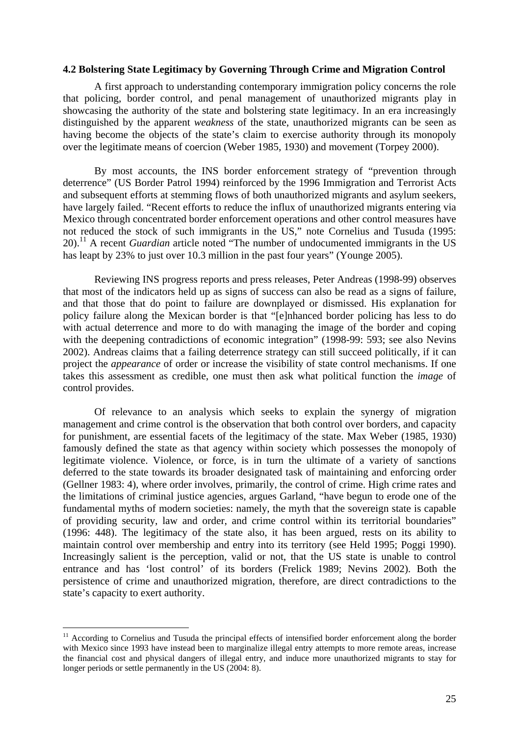### 4.2 Bolstering State Legitimacy by Governing Through Crime and Migration Control

A first approach to understanding contemporary immigration policy concerns the role that policing, border control, and penal management of unauthorized migrants play in showcasing the authority of the state and bolstering state legitimacy. In an era increasingly distinguished by the apparent *weakness* of the state, unauthorized migrants can be seen as having become the objects of the state's claim to exercise authority through its monopoly over the legitimate means of coercion (Weber 1985, 1930) and movement (Torpey 2000).

By most accounts, the INS border enforcement strategy of "prevention through deterrence" (US Border Patrol 1994) reinforced by the 1996 Immigration and Terrorist Acts and subsequent efforts at stemming flows of both unauthorized migrants and asylum seekers, have largely failed. "Recent efforts to reduce the influx of unauthorized migrants entering via Mexico through concentrated border enforcement operations and other control measures have not reduced the stock of such immigrants in the US," note Cornelius and Tusuda (1995: 20).[11] A recent *Guardian* article noted "The number of undocumented immigrants in the US has leapt by 23% to just over 10.3 million in the past four years" (Younge 2005).

Reviewing INS progress reports and press releases, Peter Andreas (1998-99) observes that most of the indicators held up as signs of success can also be read as a signs of failure, and that those that do point to failure are downplayed or dismissed. His explanation for policy failure along the Mexican border is that "[e]nhanced border policing has less to do with actual deterrence and more to do with managing the image of the border and coping with the deepening contradictions of economic integration" (1998-99: 593; see also Nevins 2002). Andreas claims that a failing deterrence strategy can still succeed politically, if it can project the *appearance* of order or increase the visibility of state control mechanisms. If one takes this assessment as credible, one must then ask what political function the *image* of control provides.

Of relevance to an analysis which seeks to explain the synergy of migration management and crime control is the observation that both control over borders, and capacity for punishment, are essential facets of the legitimacy of the state. Max Weber (1985, 1930) famously defined the state as that agency within society which possesses the monopoly of legitimate violence. Violence, or force, is in turn the ultimate of a variety of sanctions deferred to the state towards its broader designated task of maintaining and enforcing order (Gellner 1983: 4), where order involves, primarily, the control of crime. High crime rates and the limitations of criminal justice agencies, argues Garland, "have begun to erode one of the fundamental myths of modern societies: namely, the myth that the sovereign state is capable of providing security, law and order, and crime control within its territorial boundaries" (1996: 448). The legitimacy of the state also, it has been argued, rests on its ability to maintain control over membership and entry into its territory (see Held 1995; Poggi 1990). Increasingly salient is the perception, valid or not, that the US state is unable to control entrance and has 'lost control' of its borders (Frelick 1989; Nevins 2002). Both the persistence of crime and unauthorized migration, therefore, are direct contradictions to the state's capacity to exert authority.

[11] According to Cornelius and Tusuda the principal effects of intensified border enforcement along the border with Mexico since 1993 have instead been to marginalize illegal entry attempts to more remote areas, increase the financial cost and physical dangers of illegal entry, and induce more unauthorized migrants to stay for longer periods or settle permanently in the US (2004: 8).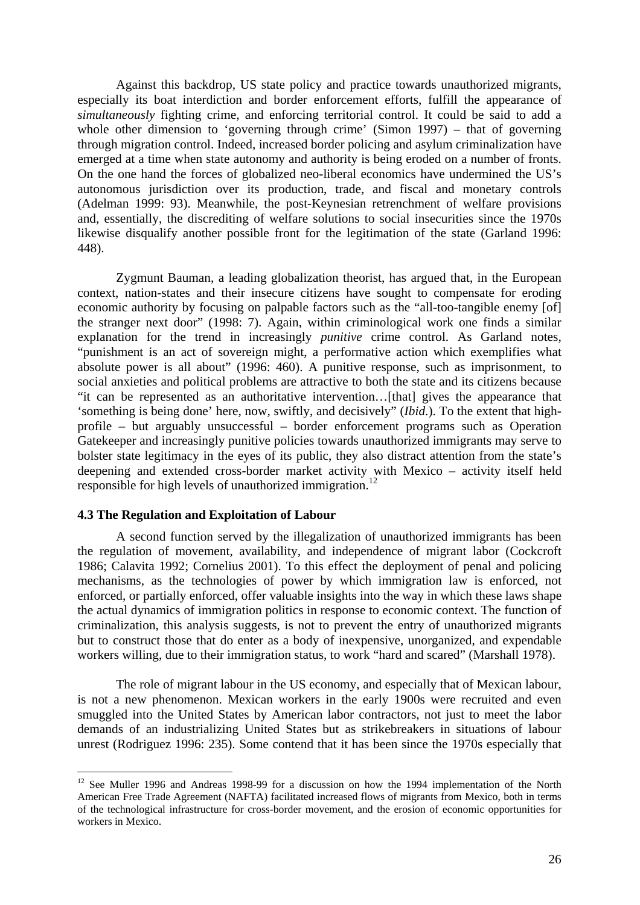Against this backdrop, US state policy and practice towards unauthorized migrants, especially its boat interdiction and border enforcement efforts, fulfill the appearance of *simultaneously* fighting crime, and enforcing territorial control. It could be said to add a whole other dimension to 'governing through crime' (Simon 1997) – that of governing through migration control. Indeed, increased border policing and asylum criminalization have emerged at a time when state autonomy and authority is being eroded on a number of fronts. On the one hand the forces of globalized neo-liberal economics have undermined the US's autonomous jurisdiction over its production, trade, and fiscal and monetary controls (Adelman 1999: 93). Meanwhile, the post-Keynesian retrenchment of welfare provisions and, essentially, the discrediting of welfare solutions to social insecurities since the 1970s likewise disqualify another possible front for the legitimation of the state (Garland 1996: 448).

Zygmunt Bauman, a leading globalization theorist, has argued that, in the European context, nation-states and their insecure citizens have sought to compensate for eroding economic authority by focusing on palpable factors such as the "all-too-tangible enemy [of] the stranger next door" (1998: 7). Again, within criminological work one finds a similar explanation for the trend in increasingly *punitive* crime control. As Garland notes, "punishment is an act of sovereign might, a performative action which exemplifies what absolute power is all about" (1996: 460). A punitive response, such as imprisonment, to social anxieties and political problems are attractive to both the state and its citizens because "it can be represented as an authoritative intervention…[that] gives the appearance that 'something is being done' here, now, swiftly, and decisively" (*Ibid*.). To the extent that high-profile – but arguably unsuccessful – border enforcement programs such as Operation Gatekeeper and increasingly punitive policies towards unauthorized immigrants may serve to bolster state legitimacy in the eyes of its public, they also distract attention from the state's deepening and extended cross-border market activity with Mexico – activity itself held responsible for high levels of unauthorized immigration.[12]

#### 4.3 The Regulation and Exploitation of Labour

A second function served by the illegalization of unauthorized immigrants has been the regulation of movement, availability, and independence of migrant labor (Cockcroft 1986; Calavita 1992; Cornelius 2001). To this effect the deployment of penal and policing mechanisms, as the technologies of power by which immigration law is enforced, not enforced, or partially enforced, offer valuable insights into the way in which these laws shape the actual dynamics of immigration politics in response to economic context. The function of criminalization, this analysis suggests, is not to prevent the entry of unauthorized migrants but to construct those that do enter as a body of inexpensive, unorganized, and expendable workers willing, due to their immigration status, to work "hard and scared" (Marshall 1978).

The role of migrant labour in the US economy, and especially that of Mexican labour, is not a new phenomenon. Mexican workers in the early 1900s were recruited and even smuggled into the United States by American labor contractors, not just to meet the labor demands of an industrializing United States but as strikebreakers in situations of labour unrest (Rodriguez 1996: 235). Some contend that it has been since the 1970s especially that

[12] See Muller 1996 and Andreas 1998-99 for a discussion on how the 1994 implementation of the North American Free Trade Agreement (NAFTA) facilitated increased flows of migrants from Mexico, both in terms of the technological infrastructure for cross-border movement, and the erosion of economic opportunities for workers in Mexico.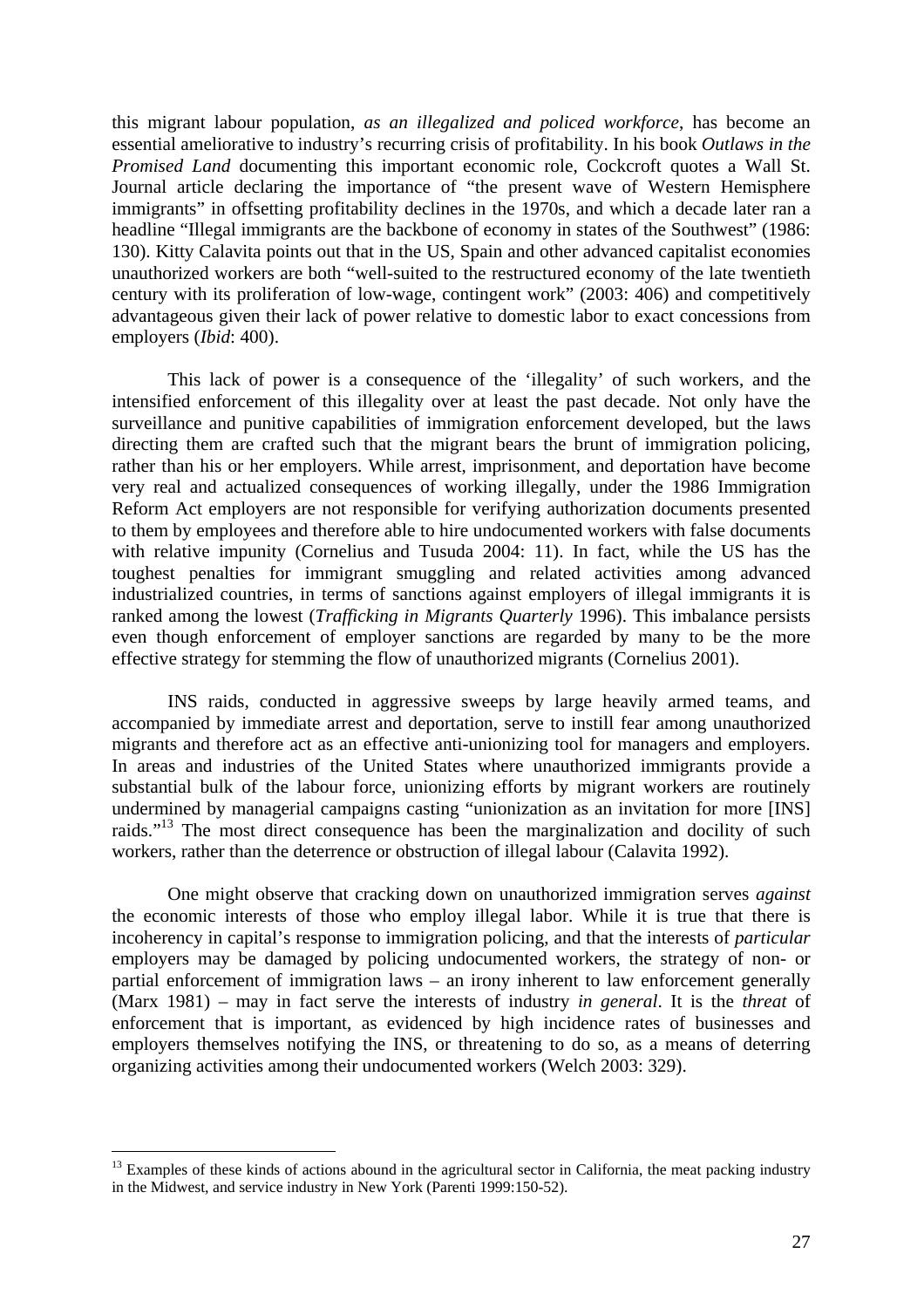this migrant labour population, *as an illegalized and policed workforce*, has become an essential ameliorative to industry's recurring crisis of profitability. In his book *Outlaws in the Promised Land* documenting this important economic role, Cockcroft quotes a Wall St. Journal article declaring the importance of "the present wave of Western Hemisphere immigrants" in offsetting profitability declines in the 1970s, and which a decade later ran a headline "Illegal immigrants are the backbone of economy in states of the Southwest" (1986: 130). Kitty Calavita points out that in the US, Spain and other advanced capitalist economies unauthorized workers are both "well-suited to the restructured economy of the late twentieth century with its proliferation of low-wage, contingent work" (2003: 406) and competitively advantageous given their lack of power relative to domestic labor to exact concessions from employers (*Ibid*: 400).

This lack of power is a consequence of the 'illegality' of such workers, and the intensified enforcement of this illegality over at least the past decade. Not only have the surveillance and punitive capabilities of immigration enforcement developed, but the laws directing them are crafted such that the migrant bears the brunt of immigration policing, rather than his or her employers. While arrest, imprisonment, and deportation have become very real and actualized consequences of working illegally, under the 1986 Immigration Reform Act employers are not responsible for verifying authorization documents presented to them by employees and therefore able to hire undocumented workers with false documents with relative impunity (Cornelius and Tusuda 2004: 11). In fact, while the US has the toughest penalties for immigrant smuggling and related activities among advanced industrialized countries, in terms of sanctions against employers of illegal immigrants it is ranked among the lowest (*Trafficking in Migrants Quarterly* 1996). This imbalance persists even though enforcement of employer sanctions are regarded by many to be the more effective strategy for stemming the flow of unauthorized migrants (Cornelius 2001).

INS raids, conducted in aggressive sweeps by large heavily armed teams, and accompanied by immediate arrest and deportation, serve to instill fear among unauthorized migrants and therefore act as an effective anti-unionizing tool for managers and employers. In areas and industries of the United States where unauthorized immigrants provide a substantial bulk of the labour force, unionizing efforts by migrant workers are routinely undermined by managerial campaigns casting "unionization as an invitation for more [INS] raids."[13] The most direct consequence has been the marginalization and docility of such workers, rather than the deterrence or obstruction of illegal labour (Calavita 1992).

One might observe that cracking down on unauthorized immigration serves *against* the economic interests of those who employ illegal labor. While it is true that there is incoherency in capital's response to immigration policing, and that the interests of *particular* employers may be damaged by policing undocumented workers, the strategy of non- or partial enforcement of immigration laws – an irony inherent to law enforcement generally (Marx 1981) – may in fact serve the interests of industry *in general*. It is the *threat* of enforcement that is important, as evidenced by high incidence rates of businesses and employers themselves notifying the INS, or threatening to do so, as a means of deterring organizing activities among their undocumented workers (Welch 2003: 329).

---

[13] Examples of these kinds of actions abound in the agricultural sector in California, the meat packing industry in the Midwest, and service industry in New York (Parenti 1999:150-52).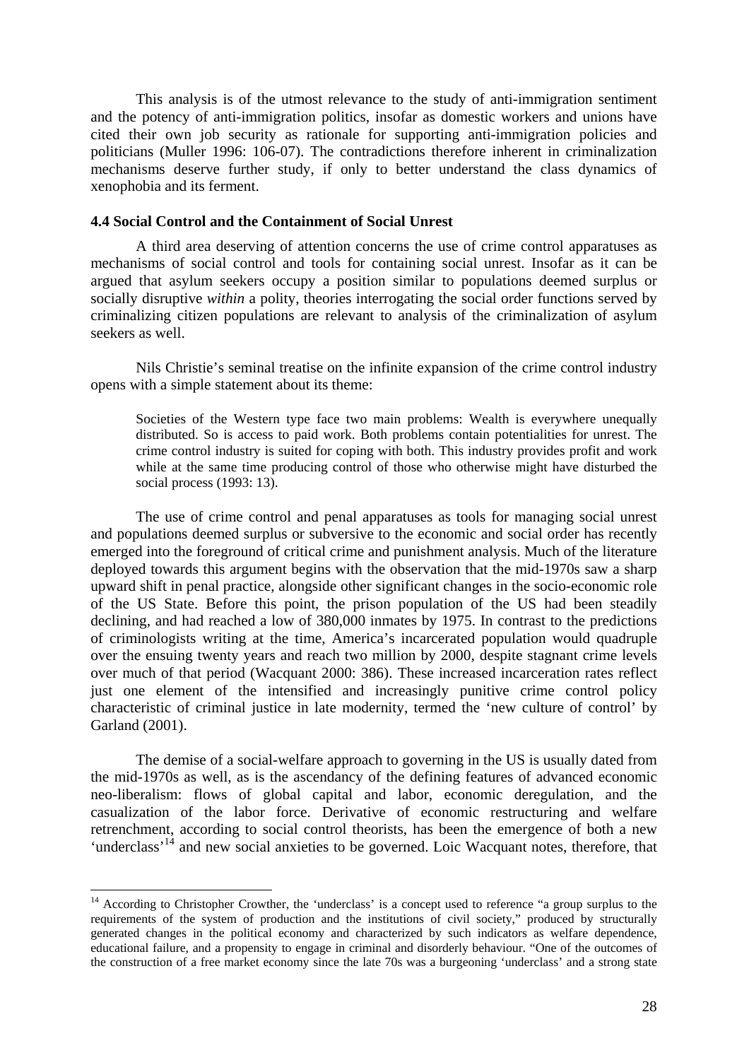This analysis is of the utmost relevance to the study of anti-immigration sentiment and the potency of anti-immigration politics, insofar as domestic workers and unions have cited their own job security as rationale for supporting anti-immigration policies and politicians (Muller 1996: 106-07). The contradictions therefore inherent in criminalization mechanisms deserve further study, if only to better understand the class dynamics of xenophobia and its ferment.

### 4.4 Social Control and the Containment of Social Unrest

A third area deserving of attention concerns the use of crime control apparatuses as mechanisms of social control and tools for containing social unrest. Insofar as it can be argued that asylum seekers occupy a position similar to populations deemed surplus or socially disruptive *within* a polity, theories interrogating the social order functions served by criminalizing citizen populations are relevant to analysis of the criminalization of asylum seekers as well.

Nils Christie's seminal treatise on the infinite expansion of the crime control industry opens with a simple statement about its theme:

> Societies of the Western type face two main problems: Wealth is everywhere unequally distributed. So is access to paid work. Both problems contain potentialities for unrest. The crime control industry is suited for coping with both. This industry provides profit and work while at the same time producing control of those who otherwise might have disturbed the social process (1993: 13).

The use of crime control and penal apparatuses as tools for managing social unrest and populations deemed surplus or subversive to the economic and social order has recently emerged into the foreground of critical crime and punishment analysis. Much of the literature deployed towards this argument begins with the observation that the mid-1970s saw a sharp upward shift in penal practice, alongside other significant changes in the socio-economic role of the US State. Before this point, the prison population of the US had been steadily declining, and had reached a low of 380,000 inmates by 1975. In contrast to the predictions of criminologists writing at the time, America's incarcerated population would quadruple over the ensuing twenty years and reach two million by 2000, despite stagnant crime levels over much of that period (Wacquant 2000: 386). These increased incarceration rates reflect just one element of the intensified and increasingly punitive crime control policy characteristic of criminal justice in late modernity, termed the 'new culture of control' by Garland (2001).

The demise of a social-welfare approach to governing in the US is usually dated from the mid-1970s as well, as is the ascendancy of the defining features of advanced economic neo-liberalism: flows of global capital and labor, economic deregulation, and the casualization of the labor force. Derivative of economic restructuring and welfare retrenchment, according to social control theorists, has been the emergence of both a new 'underclass'[14] and new social anxieties to be governed. Loic Wacquant notes, therefore, that

[14] According to Christopher Crowther, the 'underclass' is a concept used to reference "a group surplus to the requirements of the system of production and the institutions of civil society," produced by structurally generated changes in the political economy and characterized by such indicators as welfare dependence, educational failure, and a propensity to engage in criminal and disorderly behaviour. "One of the outcomes of the construction of a free market economy since the late 70s was a burgeoning 'underclass' and a strong state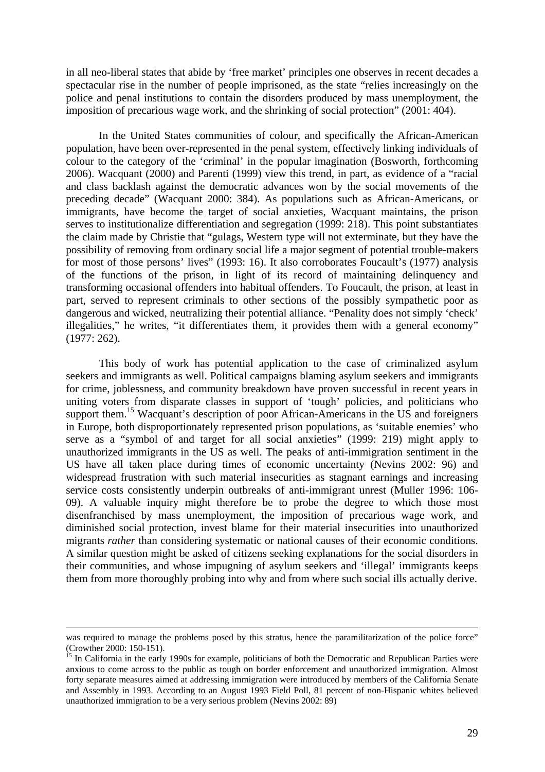in all neo-liberal states that abide by 'free market' principles one observes in recent decades a spectacular rise in the number of people imprisoned, as the state "relies increasingly on the police and penal institutions to contain the disorders produced by mass unemployment, the imposition of precarious wage work, and the shrinking of social protection" (2001: 404).

In the United States communities of colour, and specifically the African-American population, have been over-represented in the penal system, effectively linking individuals of colour to the category of the 'criminal' in the popular imagination (Bosworth, forthcoming 2006). Wacquant (2000) and Parenti (1999) view this trend, in part, as evidence of a "racial and class backlash against the democratic advances won by the social movements of the preceding decade" (Wacquant 2000: 384). As populations such as African-Americans, or immigrants, have become the target of social anxieties, Wacquant maintains, the prison serves to institutionalize differentiation and segregation (1999: 218). This point substantiates the claim made by Christie that "gulags, Western type will not exterminate, but they have the possibility of removing from ordinary social life a major segment of potential trouble-makers for most of those persons' lives" (1993: 16). It also corroborates Foucault's (1977) analysis of the functions of the prison, in light of its record of maintaining delinquency and transforming occasional offenders into habitual offenders. To Foucault, the prison, at least in part, served to represent criminals to other sections of the possibly sympathetic poor as dangerous and wicked, neutralizing their potential alliance. "Penality does not simply 'check' illegalities," he writes, "it differentiates them, it provides them with a general economy" (1977: 262).

This body of work has potential application to the case of criminalized asylum seekers and immigrants as well. Political campaigns blaming asylum seekers and immigrants for crime, joblessness, and community breakdown have proven successful in recent years in uniting voters from disparate classes in support of 'tough' policies, and politicians who support them.[15] Wacquant's description of poor African-Americans in the US and foreigners in Europe, both disproportionately represented prison populations, as 'suitable enemies' who serve as a "symbol of and target for all social anxieties" (1999: 219) might apply to unauthorized immigrants in the US as well. The peaks of anti-immigration sentiment in the US have all taken place during times of economic uncertainty (Nevins 2002: 96) and widespread frustration with such material insecurities as stagnant earnings and increasing service costs consistently underpin outbreaks of anti-immigrant unrest (Muller 1996: 106-09). A valuable inquiry might therefore be to probe the degree to which those most disenfranchised by mass unemployment, the imposition of precarious wage work, and diminished social protection, invest blame for their material insecurities into unauthorized migrants *rather* than considering systematic or national causes of their economic conditions. A similar question might be asked of citizens seeking explanations for the social disorders in their communities, and whose impugning of asylum seekers and 'illegal' immigrants keeps them from more thoroughly probing into why and from where such social ills actually derive.

---

was required to manage the problems posed by this stratus, hence the paramilitarization of the police force" (Crowther 2000: 150-151).

[15] In California in the early 1990s for example, politicians of both the Democratic and Republican Parties were anxious to come across to the public as tough on border enforcement and unauthorized immigration. Almost forty separate measures aimed at addressing immigration were introduced by members of the California Senate and Assembly in 1993. According to an August 1993 Field Poll, 81 percent of non-Hispanic whites believed unauthorized immigration to be a very serious problem (Nevins 2002: 89)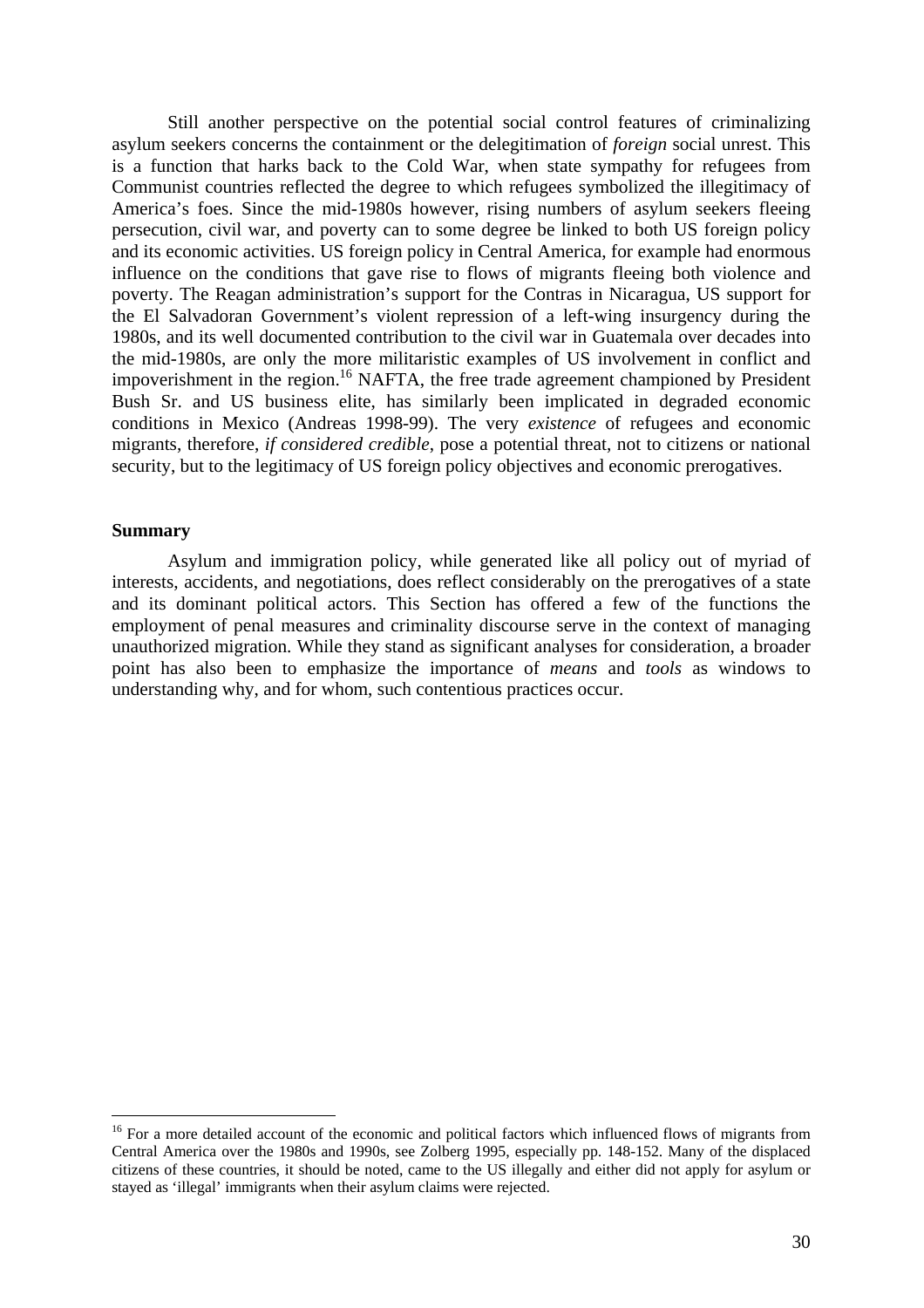Still another perspective on the potential social control features of criminalizing asylum seekers concerns the containment or the delegitimation of *foreign* social unrest. This is a function that harks back to the Cold War, when state sympathy for refugees from Communist countries reflected the degree to which refugees symbolized the illegitimacy of America's foes. Since the mid-1980s however, rising numbers of asylum seekers fleeing persecution, civil war, and poverty can to some degree be linked to both US foreign policy and its economic activities. US foreign policy in Central America, for example had enormous influence on the conditions that gave rise to flows of migrants fleeing both violence and poverty. The Reagan administration's support for the Contras in Nicaragua, US support for the El Salvadoran Government's violent repression of a left-wing insurgency during the 1980s, and its well documented contribution to the civil war in Guatemala over decades into the mid-1980s, are only the more militaristic examples of US involvement in conflict and impoverishment in the region.[16] NAFTA, the free trade agreement championed by President Bush Sr. and US business elite, has similarly been implicated in degraded economic conditions in Mexico (Andreas 1998-99). The very *existence* of refugees and economic migrants, therefore, *if considered credible*, pose a potential threat, not to citizens or national security, but to the legitimacy of US foreign policy objectives and economic prerogatives.

**Summary**

Asylum and immigration policy, while generated like all policy out of myriad of interests, accidents, and negotiations, does reflect considerably on the prerogatives of a state and its dominant political actors. This Section has offered a few of the functions the employment of penal measures and criminality discourse serve in the context of managing unauthorized migration. While they stand as significant analyses for consideration, a broader point has also been to emphasize the importance of *means* and *tools* as windows to understanding why, and for whom, such contentious practices occur.

---

[16] For a more detailed account of the economic and political factors which influenced flows of migrants from Central America over the 1980s and 1990s, see Zolberg 1995, especially pp. 148-152. Many of the displaced citizens of these countries, it should be noted, came to the US illegally and either did not apply for asylum or stayed as 'illegal' immigrants when their asylum claims were rejected.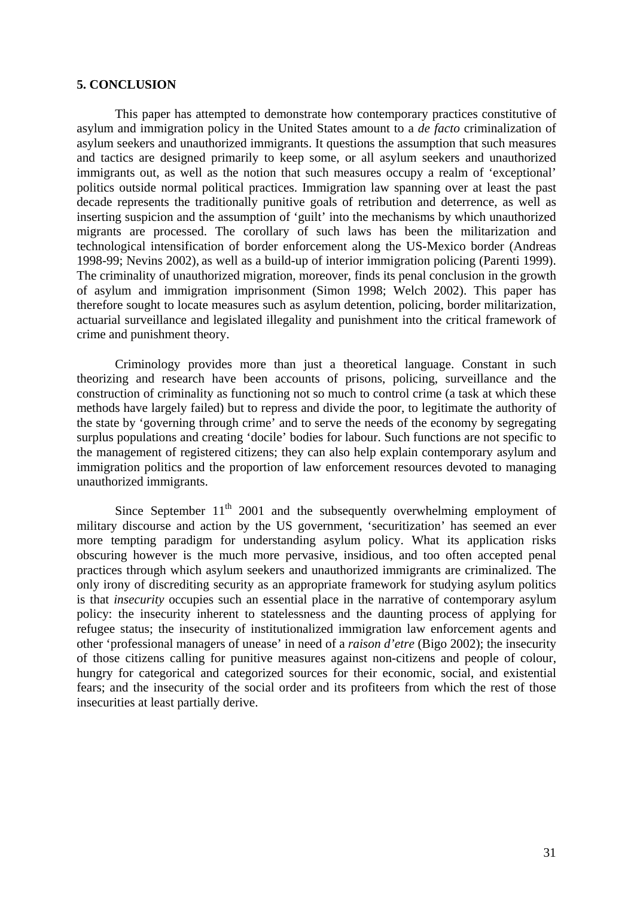## 5. CONCLUSION

This paper has attempted to demonstrate how contemporary practices constitutive of asylum and immigration policy in the United States amount to a *de facto* criminalization of asylum seekers and unauthorized immigrants. It questions the assumption that such measures and tactics are designed primarily to keep some, or all asylum seekers and unauthorized immigrants out, as well as the notion that such measures occupy a realm of 'exceptional' politics outside normal political practices. Immigration law spanning over at least the past decade represents the traditionally punitive goals of retribution and deterrence, as well as inserting suspicion and the assumption of 'guilt' into the mechanisms by which unauthorized migrants are processed. The corollary of such laws has been the militarization and technological intensification of border enforcement along the US-Mexico border (Andreas 1998-99; Nevins 2002), as well as a build-up of interior immigration policing (Parenti 1999). The criminality of unauthorized migration, moreover, finds its penal conclusion in the growth of asylum and immigration imprisonment (Simon 1998; Welch 2002). This paper has therefore sought to locate measures such as asylum detention, policing, border militarization, actuarial surveillance and legislated illegality and punishment into the critical framework of crime and punishment theory.

Criminology provides more than just a theoretical language. Constant in such theorizing and research have been accounts of prisons, policing, surveillance and the construction of criminality as functioning not so much to control crime (a task at which these methods have largely failed) but to repress and divide the poor, to legitimate the authority of the state by 'governing through crime' and to serve the needs of the economy by segregating surplus populations and creating 'docile' bodies for labour. Such functions are not specific to the management of registered citizens; they can also help explain contemporary asylum and immigration politics and the proportion of law enforcement resources devoted to managing unauthorized immigrants.

Since September 11th 2001 and the subsequently overwhelming employment of military discourse and action by the US government, 'securitization' has seemed an ever more tempting paradigm for understanding asylum policy. What its application risks obscuring however is the much more pervasive, insidious, and too often accepted penal practices through which asylum seekers and unauthorized immigrants are criminalized. The only irony of discrediting security as an appropriate framework for studying asylum politics is that *insecurity* occupies such an essential place in the narrative of contemporary asylum policy: the insecurity inherent to statelessness and the daunting process of applying for refugee status; the insecurity of institutionalized immigration law enforcement agents and other 'professional managers of unease' in need of a *raison d'etre* (Bigo 2002); the insecurity of those citizens calling for punitive measures against non-citizens and people of colour, hungry for categorical and categorized sources for their economic, social, and existential fears; and the insecurity of the social order and its profiteers from which the rest of those insecurities at least partially derive.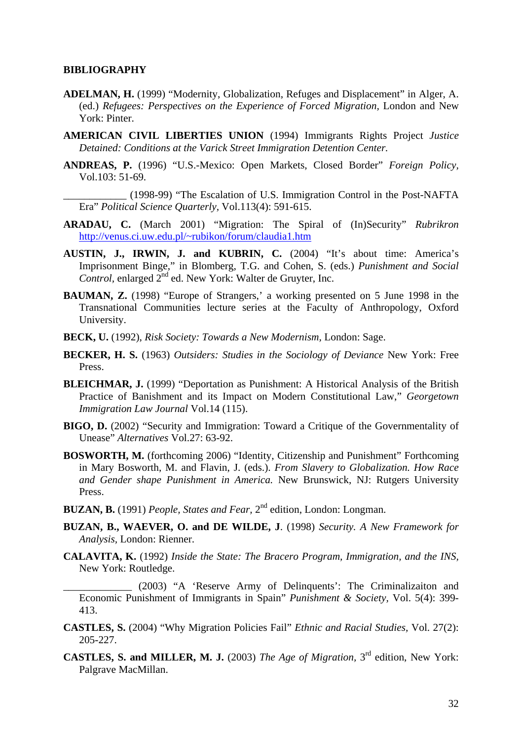**BIBLIOGRAPHY**

**ADELMAN, H.** (1999) "Modernity, Globalization, Refuges and Displacement" in Alger, A. (ed.) *Refugees: Perspectives on the Experience of Forced Migration*, London and New York: Pinter.

**AMERICAN CIVIL LIBERTIES UNION** (1994) Immigrants Rights Project *Justice Detained: Conditions at the Varick Street Immigration Detention Center.*

**ANDREAS, P.** (1996) "U.S.-Mexico: Open Markets, Closed Border" *Foreign Policy*, Vol.103: 51-69.

____________ (1998-99) "The Escalation of U.S. Immigration Control in the Post-NAFTA Era" *Political Science Quarterly*, Vol.113(4): 591-615.

**ARADAU, C.** (March 2001) "Migration: The Spiral of (In)Security" *Rubrikron* http://venus.ci.uw.edu.pl/~rubikon/forum/claudia1.htm

**AUSTIN, J., IRWIN, J. and KUBRIN, C.** (2004) "It's about time: America's Imprisonment Binge," in Blomberg, T.G. and Cohen, S. (eds.) *Punishment and Social Control*, enlarged 2nd ed. New York: Walter de Gruyter, Inc.

**BAUMAN, Z.** (1998) "Europe of Strangers,' a working presented on 5 June 1998 in the Transnational Communities lecture series at the Faculty of Anthropology, Oxford University.

**BECK, U.** (1992), *Risk Society: Towards a New Modernism*, London: Sage.

**BECKER, H. S.** (1963) *Outsiders: Studies in the Sociology of Deviance* New York: Free Press.

**BLEICHMAR, J.** (1999) "Deportation as Punishment: A Historical Analysis of the British Practice of Banishment and its Impact on Modern Constitutional Law," *Georgetown Immigration Law Journal* Vol.14 (115).

**BIGO, D.** (2002) "Security and Immigration: Toward a Critique of the Governmentality of Unease" *Alternatives* Vol.27: 63-92.

**BOSWORTH, M.** (forthcoming 2006) "Identity, Citizenship and Punishment" Forthcoming in Mary Bosworth, M. and Flavin, J. (eds.). *From Slavery to Globalization. How Race and Gender shape Punishment in America.* New Brunswick, NJ: Rutgers University Press.

**BUZAN, B.** (1991) *People, States and Fear*, 2nd edition, London: Longman.

**BUZAN, B., WAEVER, O. and DE WILDE, J**. (1998) *Security. A New Framework for Analysis*, London: Rienner.

**CALAVITA, K.** (1992) *Inside the State: The Bracero Program, Immigration, and the INS*, New York: Routledge.

_____________ (2003) "A 'Reserve Army of Delinquents': The Criminalizaiton and Economic Punishment of Immigrants in Spain" *Punishment & Society*, Vol. 5(4): 399-413.

**CASTLES, S.** (2004) "Why Migration Policies Fail" *Ethnic and Racial Studies*, Vol. 27(2): 205-227.

**CASTLES, S. and MILLER, M. J.** (2003) *The Age of Migration*, 3rd edition, New York: Palgrave MacMillan.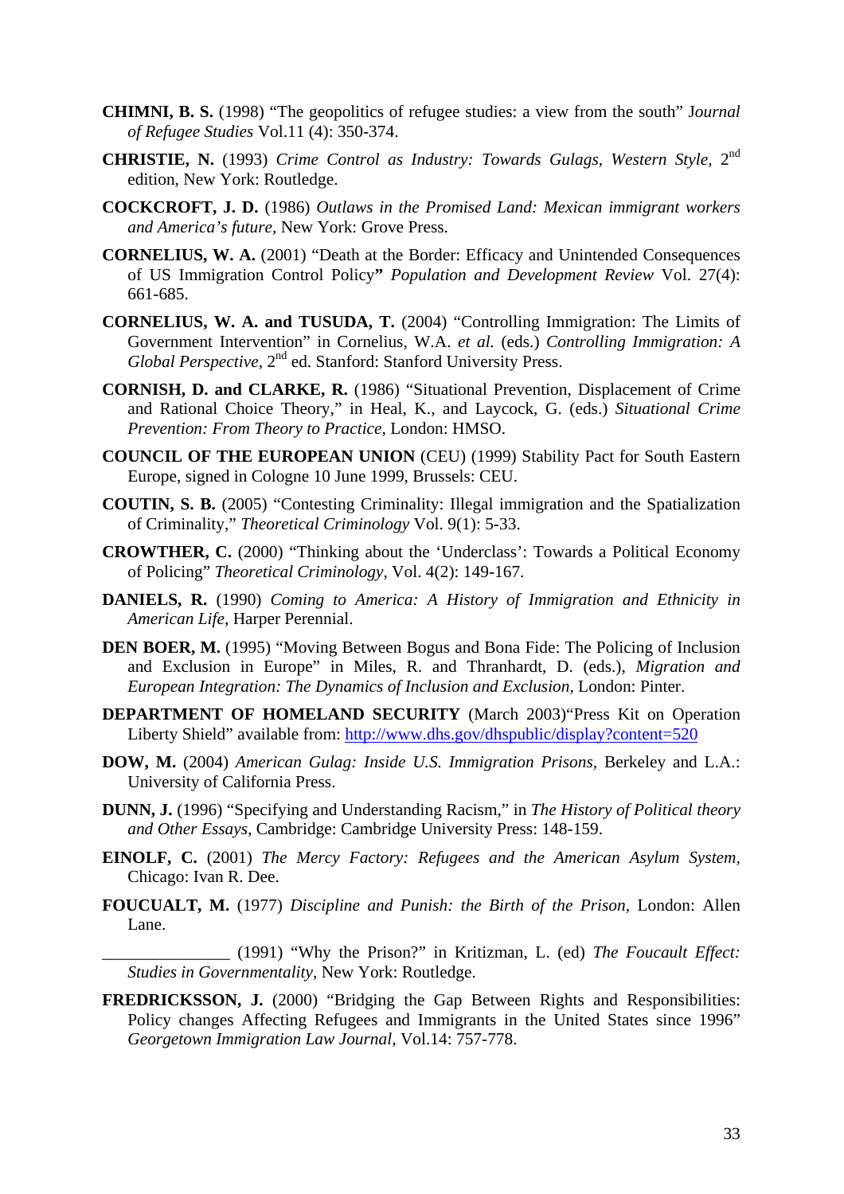**CHIMNI, B. S.** (1998) "The geopolitics of refugee studies: a view from the south" J*ournal of Refugee Studies* Vol.11 (4): 350-374.

**CHRISTIE, N.** (1993) *Crime Control as Industry: Towards Gulags, Western Style,* 2nd edition, New York: Routledge.

**COCKCROFT, J. D.** (1986) *Outlaws in the Promised Land: Mexican immigrant workers and America's future,* New York: Grove Press.

**CORNELIUS, W. A.** (2001) "Death at the Border: Efficacy and Unintended Consequences of US Immigration Control Policy**"** *Population and Development Review* Vol. 27(4): 661-685.

**CORNELIUS, W. A. and TUSUDA, T.** (2004) "Controlling Immigration: The Limits of Government Intervention" in Cornelius, W.A. *et al.* (eds.) *Controlling Immigration: A Global Perspective*, 2nd ed. Stanford: Stanford University Press.

**CORNISH, D. and CLARKE, R.** (1986) "Situational Prevention, Displacement of Crime and Rational Choice Theory," in Heal, K., and Laycock, G. (eds.) *Situational Crime Prevention: From Theory to Practice*, London: HMSO.

**COUNCIL OF THE EUROPEAN UNION** (CEU) (1999) Stability Pact for South Eastern Europe, signed in Cologne 10 June 1999, Brussels: CEU.

**COUTIN, S. B.** (2005) "Contesting Criminality: Illegal immigration and the Spatialization of Criminality," *Theoretical Criminology* Vol. 9(1): 5-33.

**CROWTHER, C.** (2000) "Thinking about the 'Underclass': Towards a Political Economy of Policing" *Theoretical Criminology*, Vol. 4(2): 149-167.

**DANIELS, R.** (1990) *Coming to America: A History of Immigration and Ethnicity in American Life*, Harper Perennial.

**DEN BOER, M.** (1995) "Moving Between Bogus and Bona Fide: The Policing of Inclusion and Exclusion in Europe" in Miles, R. and Thranhardt, D. (eds.), *Migration and European Integration: The Dynamics of Inclusion and Exclusion*, London: Pinter.

**DEPARTMENT OF HOMELAND SECURITY** (March 2003)"Press Kit on Operation Liberty Shield" available from: http://www.dhs.gov/dhspublic/display?content=520

**DOW, M.** (2004) *American Gulag: Inside U.S. Immigration Prisons*, Berkeley and L.A.: University of California Press.

**DUNN, J.** (1996) "Specifying and Understanding Racism," in *The History of Political theory and Other Essays*, Cambridge: Cambridge University Press: 148-159.

**EINOLF, C.** (2001) *The Mercy Factory: Refugees and the American Asylum System*, Chicago: Ivan R. Dee.

**FOUCUALT, M.** (1977) *Discipline and Punish: the Birth of the Prison*, London: Allen Lane.

_______________ (1991) "Why the Prison?" in Kritizman, L. (ed) *The Foucault Effect: Studies in Governmentality,* New York: Routledge.

**FREDRICKSSON, J.** (2000) "Bridging the Gap Between Rights and Responsibilities: Policy changes Affecting Refugees and Immigrants in the United States since 1996" *Georgetown Immigration Law Journal,* Vol.14: 757-778.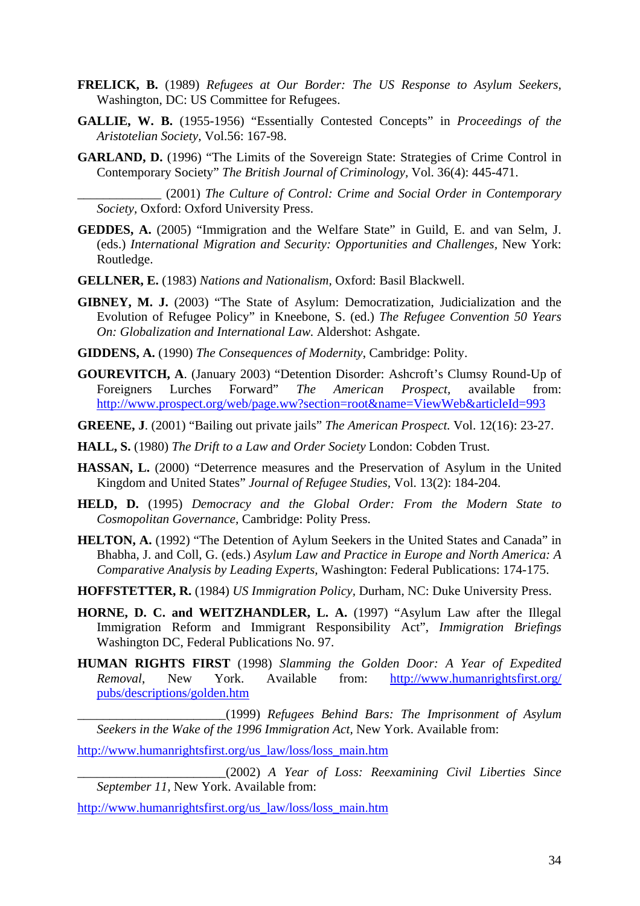**FRELICK, B.** (1989) *Refugees at Our Border: The US Response to Asylum Seekers,* Washington, DC: US Committee for Refugees.

**GALLIE, W. B.** (1955-1956) "Essentially Contested Concepts" in *Proceedings of the Aristotelian Society,* Vol.56: 167-98.

**GARLAND, D.** (1996) "The Limits of the Sovereign State: Strategies of Crime Control in Contemporary Society" *The British Journal of Criminology,* Vol. 36(4): 445-471.

_____________ (2001) *The Culture of Control: Crime and Social Order in Contemporary Society,* Oxford: Oxford University Press.

**GEDDES, A.** (2005) "Immigration and the Welfare State" in Guild, E. and van Selm, J. (eds.) *International Migration and Security: Opportunities and Challenges,* New York: Routledge.

**GELLNER, E.** (1983) *Nations and Nationalism,* Oxford: Basil Blackwell.

**GIBNEY, M. J.** (2003) "The State of Asylum: Democratization, Judicialization and the Evolution of Refugee Policy" in Kneebone, S. (ed.) *The Refugee Convention 50 Years On: Globalization and International Law.* Aldershot: Ashgate.

**GIDDENS, A.** (1990) *The Consequences of Modernity,* Cambridge: Polity.

**GOUREVITCH, A**. (January 2003) "Detention Disorder: Ashcroft's Clumsy Round-Up of Foreigners Lurches Forward" *The American Prospect,* available from: http://www.prospect.org/web/page.ww?section=root&name=ViewWeb&articleId=993

**GREENE, J**. (2001) "Bailing out private jails" *The American Prospect.* Vol. 12(16): 23-27.

**HALL, S.** (1980) *The Drift to a Law and Order Society* London: Cobden Trust.

**HASSAN, L.** (2000) "Deterrence measures and the Preservation of Asylum in the United Kingdom and United States" *Journal of Refugee Studies,* Vol. 13(2): 184-204.

**HELD, D.** (1995) *Democracy and the Global Order: From the Modern State to Cosmopolitan Governance,* Cambridge: Polity Press.

**HELTON, A.** (1992) "The Detention of Aylum Seekers in the United States and Canada" in Bhabha, J. and Coll, G. (eds.) *Asylum Law and Practice in Europe and North America: A Comparative Analysis by Leading Experts,* Washington: Federal Publications: 174-175.

**HOFFSTETTER, R.** (1984) *US Immigration Policy,* Durham, NC: Duke University Press.

**HORNE, D. C. and WEITZHANDLER, L. A.** (1997) "Asylum Law after the Illegal Immigration Reform and Immigrant Responsibility Act", *Immigration Briefings* Washington DC, Federal Publications No. 97.

**HUMAN RIGHTS FIRST** (1998) *Slamming the Golden Door: A Year of Expedited Removal,* New York. Available from: http://www.humanrightsfirst.org/pubs/descriptions/golden.htm

_______________________(1999) *Refugees Behind Bars: The Imprisonment of Asylum Seekers in the Wake of the 1996 Immigration Act,* New York. Available from:

http://www.humanrightsfirst.org/us_law/loss/loss_main.htm

_______________________(2002) *A Year of Loss: Reexamining Civil Liberties Since September 11,* New York. Available from:

http://www.humanrightsfirst.org/us_law/loss/loss_main.htm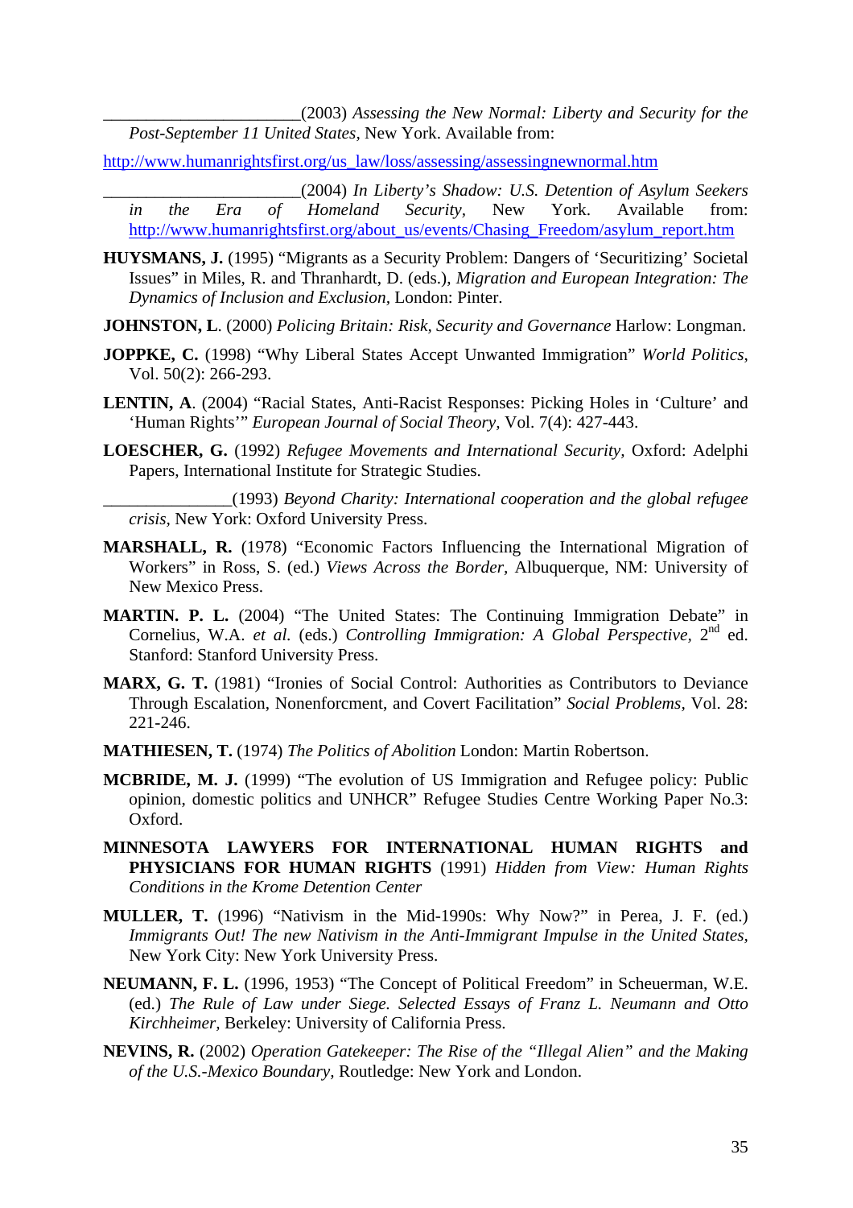_______________________(2003) *Assessing the New Normal: Liberty and Security for the Post-September 11 United States*, New York. Available from:

http://www.humanrightsfirst.org/us_law/loss/assessing/assessingnewnormal.htm

_______________________(2004) *In Liberty's Shadow: U.S. Detention of Asylum Seekers in the Era of Homeland Security*, New York. Available from: http://www.humanrightsfirst.org/about_us/events/Chasing_Freedom/asylum_report.htm

**HUYSMANS, J.** (1995) "Migrants as a Security Problem: Dangers of 'Securitizing' Societal Issues" in Miles, R. and Thranhardt, D. (eds.), *Migration and European Integration: The Dynamics of Inclusion and Exclusion*, London: Pinter.

**JOHNSTON, L**. (2000) *Policing Britain: Risk, Security and Governance* Harlow: Longman.

**JOPPKE, C.** (1998) "Why Liberal States Accept Unwanted Immigration" *World Politics*, Vol. 50(2): 266-293.

**LENTIN, A**. (2004) "Racial States, Anti-Racist Responses: Picking Holes in 'Culture' and 'Human Rights'" *European Journal of Social Theory*, Vol. 7(4): 427-443.

**LOESCHER, G.** (1992) *Refugee Movements and International Security,* Oxford: Adelphi Papers, International Institute for Strategic Studies.

_______________(1993) *Beyond Charity: International cooperation and the global refugee crisis*, New York: Oxford University Press.

**MARSHALL, R.** (1978) "Economic Factors Influencing the International Migration of Workers" in Ross, S. (ed.) *Views Across the Border*, Albuquerque, NM: University of New Mexico Press.

**MARTIN. P. L.** (2004) "The United States: The Continuing Immigration Debate" in Cornelius, W.A. *et al.* (eds.) *Controlling Immigration: A Global Perspective*, 2nd ed. Stanford: Stanford University Press.

**MARX, G. T.** (1981) "Ironies of Social Control: Authorities as Contributors to Deviance Through Escalation, Nonenforcment, and Covert Facilitation" *Social Problems*, Vol. 28: 221-246.

**MATHIESEN, T.** (1974) *The Politics of Abolition* London: Martin Robertson.

**MCBRIDE, M. J.** (1999) "The evolution of US Immigration and Refugee policy: Public opinion, domestic politics and UNHCR" Refugee Studies Centre Working Paper No.3: Oxford.

**MINNESOTA LAWYERS FOR INTERNATIONAL HUMAN RIGHTS and PHYSICIANS FOR HUMAN RIGHTS** (1991) *Hidden from View: Human Rights Conditions in the Krome Detention Center*

**MULLER, T.** (1996) "Nativism in the Mid-1990s: Why Now?" in Perea, J. F. (ed.) *Immigrants Out! The new Nativism in the Anti-Immigrant Impulse in the United States*, New York City: New York University Press.

**NEUMANN, F. L.** (1996, 1953) "The Concept of Political Freedom" in Scheuerman, W.E. (ed.) *The Rule of Law under Siege. Selected Essays of Franz L. Neumann and Otto Kirchheimer*, Berkeley: University of California Press.

**NEVINS, R.** (2002) *Operation Gatekeeper: The Rise of the "Illegal Alien" and the Making of the U.S.-Mexico Boundary*, Routledge: New York and London.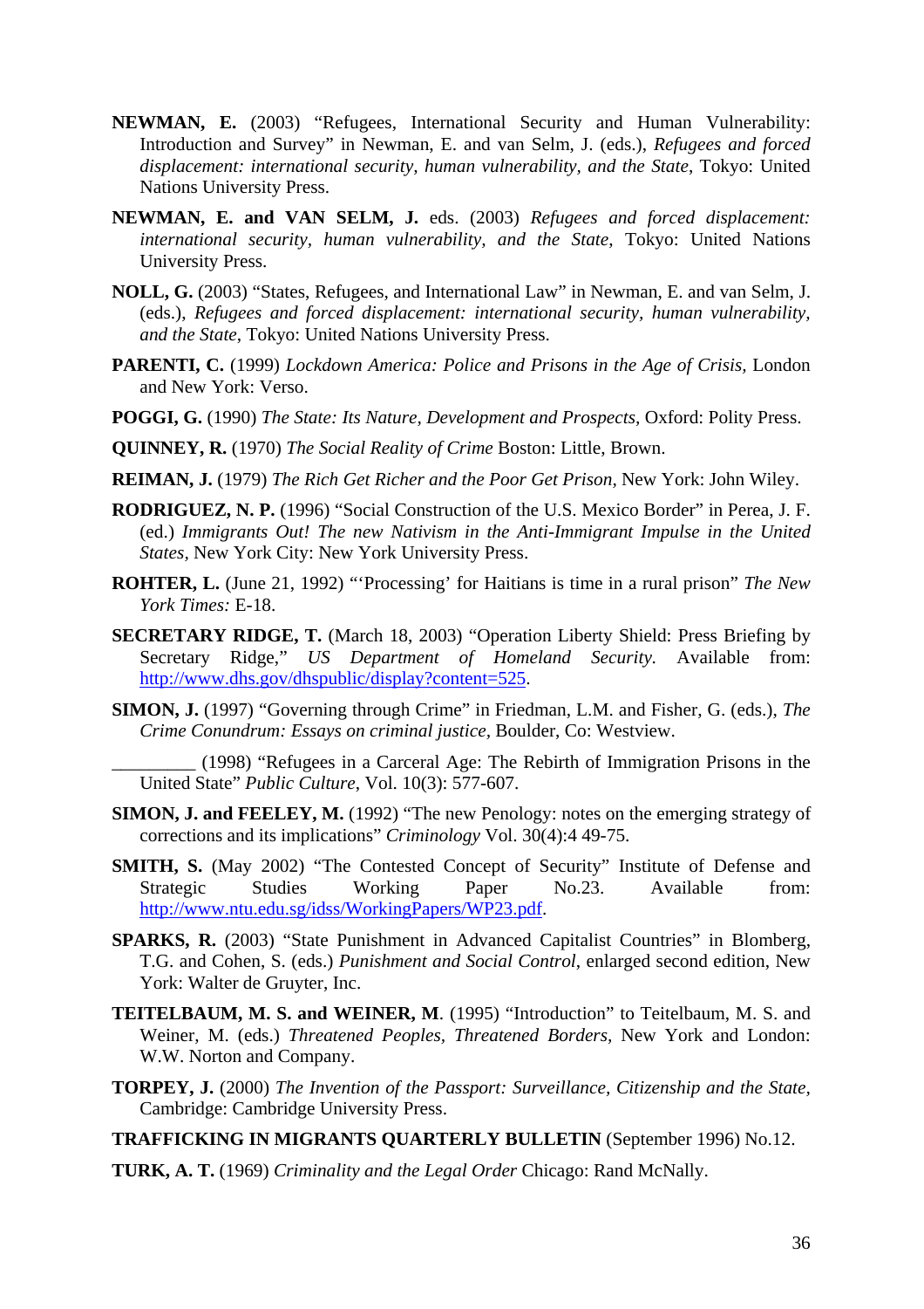**NEWMAN, E.** (2003) "Refugees, International Security and Human Vulnerability: Introduction and Survey" in Newman, E. and van Selm, J. (eds.), *Refugees and forced displacement: international security, human vulnerability, and the State*, Tokyo: United Nations University Press.

**NEWMAN, E. and VAN SELM, J.** eds. (2003) *Refugees and forced displacement: international security, human vulnerability, and the State*, Tokyo: United Nations University Press.

**NOLL, G.** (2003) "States, Refugees, and International Law" in Newman, E. and van Selm, J. (eds.), *Refugees and forced displacement: international security, human vulnerability, and the State*, Tokyo: United Nations University Press.

**PARENTI, C.** (1999) *Lockdown America: Police and Prisons in the Age of Crisis*, London and New York: Verso.

**POGGI, G.** (1990) *The State: Its Nature, Development and Prospects*, Oxford: Polity Press.

**QUINNEY, R.** (1970) *The Social Reality of Crime* Boston: Little, Brown.

**REIMAN, J.** (1979) *The Rich Get Richer and the Poor Get Prison*, New York: John Wiley.

**RODRIGUEZ, N. P.** (1996) "Social Construction of the U.S. Mexico Border" in Perea, J. F. (ed.) *Immigrants Out! The new Nativism in the Anti-Immigrant Impulse in the United States*, New York City: New York University Press.

**ROHTER, L.** (June 21, 1992) "'Processing' for Haitians is time in a rural prison" *The New York Times:* E-18.

**SECRETARY RIDGE, T.** (March 18, 2003) "Operation Liberty Shield: Press Briefing by Secretary Ridge," *US Department of Homeland Security.* Available from: http://www.dhs.gov/dhspublic/display?content=525.

**SIMON, J.** (1997) "Governing through Crime" in Friedman, L.M. and Fisher, G. (eds.), *The Crime Conundrum: Essays on criminal justice*, Boulder, Co: Westview.

_________ (1998) "Refugees in a Carceral Age: The Rebirth of Immigration Prisons in the United State" *Public Culture*, Vol. 10(3): 577-607.

**SIMON, J. and FEELEY, M.** (1992) "The new Penology: notes on the emerging strategy of corrections and its implications" *Criminology* Vol. 30(4):4 49-75.

**SMITH, S.** (May 2002) "The Contested Concept of Security" Institute of Defense and Strategic Studies Working Paper No.23. Available from: http://www.ntu.edu.sg/idss/WorkingPapers/WP23.pdf.

**SPARKS, R.** (2003) "State Punishment in Advanced Capitalist Countries" in Blomberg, T.G. and Cohen, S. (eds.) *Punishment and Social Control*, enlarged second edition, New York: Walter de Gruyter, Inc.

**TEITELBAUM, M. S. and WEINER, M**. (1995) "Introduction" to Teitelbaum, M. S. and Weiner, M. (eds.) *Threatened Peoples, Threatened Borders*, New York and London: W.W. Norton and Company.

**TORPEY, J.** (2000) *The Invention of the Passport: Surveillance, Citizenship and the State*, Cambridge: Cambridge University Press.

**TRAFFICKING IN MIGRANTS QUARTERLY BULLETIN** (September 1996) No.12.

**TURK, A. T.** (1969) *Criminality and the Legal Order* Chicago: Rand McNally.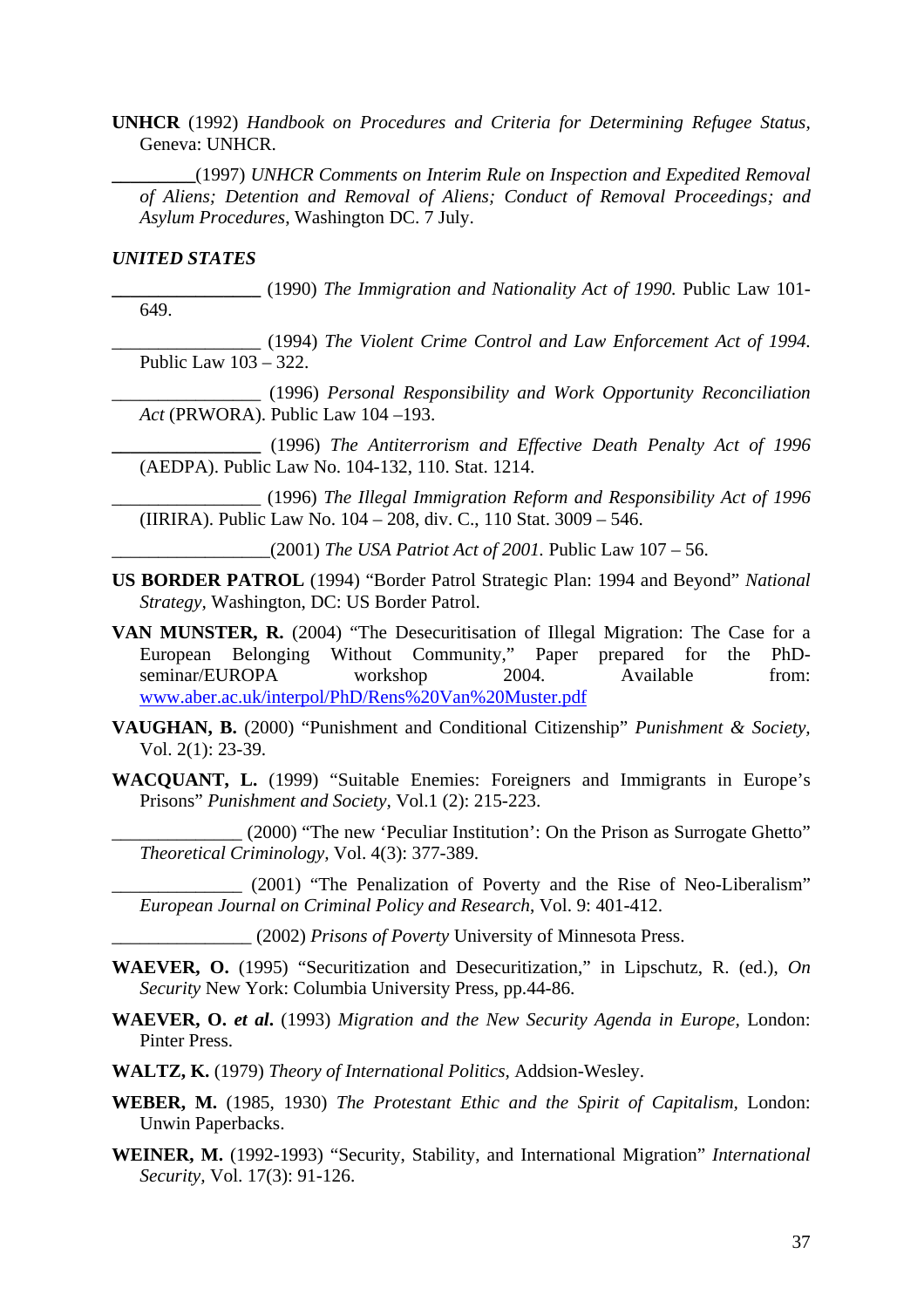**UNHCR** (1992) *Handbook on Procedures and Criteria for Determining Refugee Status*, Geneva: UNHCR.

_________(1997) *UNHCR Comments on Interim Rule on Inspection and Expedited Removal of Aliens; Detention and Removal of Aliens; Conduct of Removal Proceedings; and Asylum Procedures*, Washington DC. 7 July.

***UNITED STATES***

________________ (1990) *The Immigration and Nationality Act of 1990.* Public Law 101-649.

________________ (1994) *The Violent Crime Control and Law Enforcement Act of 1994.* Public Law 103 – 322.

________________ (1996) *Personal Responsibility and Work Opportunity Reconciliation Act* (PRWORA). Public Law 104 –193.

________________ (1996) *The Antiterrorism and Effective Death Penalty Act of 1996* (AEDPA). Public Law No. 104-132, 110. Stat. 1214.

________________ (1996) *The Illegal Immigration Reform and Responsibility Act of 1996* (IIRIRA). Public Law No. 104 – 208, div. C., 110 Stat. 3009 – 546.

_________________(2001) *The USA Patriot Act of 2001.* Public Law 107 – 56.

**US BORDER PATROL** (1994) "Border Patrol Strategic Plan: 1994 and Beyond" *National Strategy*, Washington, DC: US Border Patrol.

**VAN MUNSTER, R.** (2004) "The Desecuritisation of Illegal Migration: The Case for a European Belonging Without Community," Paper prepared for the PhD-seminar/EUROPA workshop 2004. Available from: www.aber.ac.uk/interpol/PhD/Rens%20Van%20Muster.pdf

**VAUGHAN, B.** (2000) "Punishment and Conditional Citizenship" *Punishment & Society*, Vol. 2(1): 23-39.

**WACQUANT, L.** (1999) "Suitable Enemies: Foreigners and Immigrants in Europe's Prisons" *Punishment and Society*, Vol.1 (2): 215-223.

______________ (2000) "The new 'Peculiar Institution': On the Prison as Surrogate Ghetto" *Theoretical Criminology*, Vol. 4(3): 377-389.

______________ (2001) "The Penalization of Poverty and the Rise of Neo-Liberalism" *European Journal on Criminal Policy and Research*, Vol. 9: 401-412.

_______________ (2002) *Prisons of Poverty* University of Minnesota Press.

**WAEVER, O.** (1995) "Securitization and Desecuritization," in Lipschutz, R. (ed.), *On Security* New York: Columbia University Press, pp.44-86.

**WAEVER, O. *et al*.** (1993) *Migration and the New Security Agenda in Europe*, London: Pinter Press.

**WALTZ, K.** (1979) *Theory of International Politics*, Addsion-Wesley.

**WEBER, M.** (1985, 1930) *The Protestant Ethic and the Spirit of Capitalism*, London: Unwin Paperbacks.

**WEINER, M.** (1992-1993) "Security, Stability, and International Migration" *International Security*, Vol. 17(3): 91-126.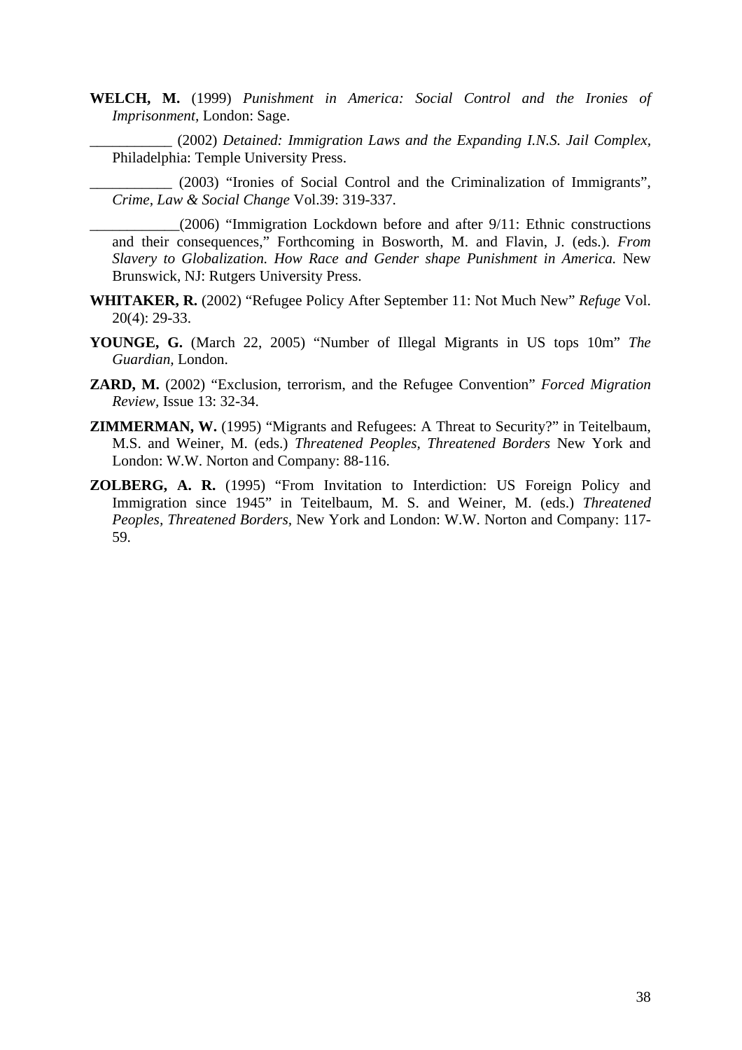**WELCH, M.** (1999) *Punishment in America: Social Control and the Ironies of Imprisonment*, London: Sage.

___________ (2002) *Detained: Immigration Laws and the Expanding I.N.S. Jail Complex*, Philadelphia: Temple University Press.

___________ (2003) "Ironies of Social Control and the Criminalization of Immigrants", *Crime, Law & Social Change* Vol.39: 319-337.

____________(2006) "Immigration Lockdown before and after 9/11: Ethnic constructions and their consequences," Forthcoming in Bosworth, M. and Flavin, J. (eds.). *From Slavery to Globalization. How Race and Gender shape Punishment in America.* New Brunswick, NJ: Rutgers University Press.

**WHITAKER, R.** (2002) "Refugee Policy After September 11: Not Much New" *Refuge* Vol. 20(4): 29-33.

**YOUNGE, G.** (March 22, 2005) "Number of Illegal Migrants in US tops 10m" *The Guardian*, London.

**ZARD, M.** (2002) "Exclusion, terrorism, and the Refugee Convention" *Forced Migration Review*, Issue 13: 32-34.

**ZIMMERMAN, W.** (1995) "Migrants and Refugees: A Threat to Security?" in Teitelbaum, M.S. and Weiner, M. (eds.) *Threatened Peoples, Threatened Borders* New York and London: W.W. Norton and Company: 88-116.

**ZOLBERG, A. R.** (1995) "From Invitation to Interdiction: US Foreign Policy and Immigration since 1945" in Teitelbaum, M. S. and Weiner, M. (eds.) *Threatened Peoples, Threatened Borders*, New York and London: W.W. Norton and Company: 117-59.